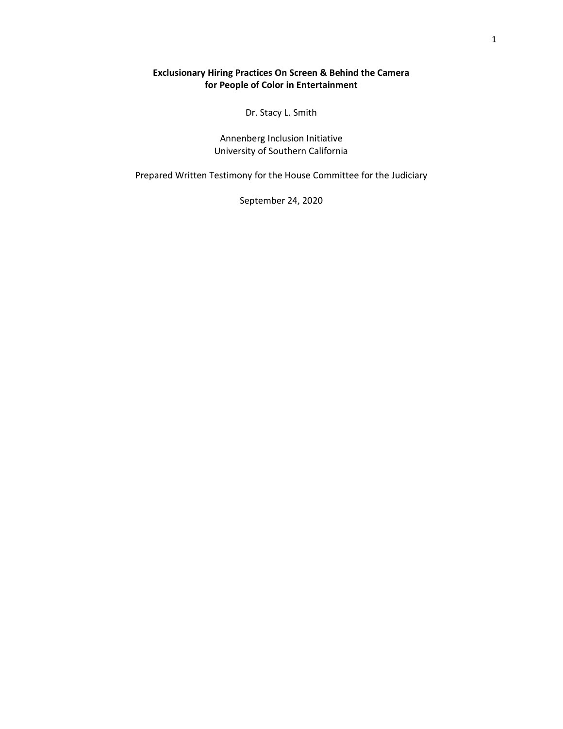# Exclusionary Hiring Practices On Screen & Behind the Camera for People of Color in Entertainment

Dr. Stacy L. Smith

Annenberg Inclusion Initiative
University of Southern California

Prepared Written Testimony for the House Committee for the Judiciary

September 24, 2020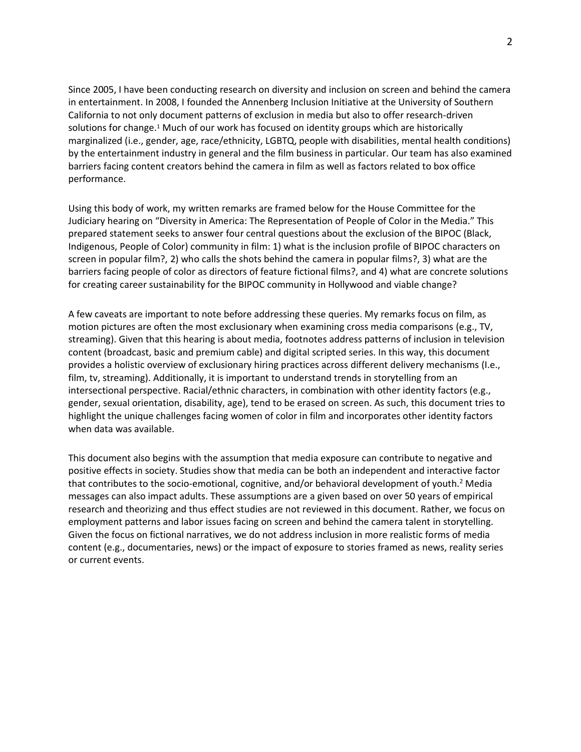Since 2005, I have been conducting research on diversity and inclusion on screen and behind the camera in entertainment. In 2008, I founded the Annenberg Inclusion Initiative at the University of Southern California to not only document patterns of exclusion in media but also to offer research-driven solutions for change.[1] Much of our work has focused on identity groups which are historically marginalized (i.e., gender, age, race/ethnicity, LGBTQ, people with disabilities, mental health conditions) by the entertainment industry in general and the film business in particular. Our team has also examined barriers facing content creators behind the camera in film as well as factors related to box office performance.

Using this body of work, my written remarks are framed below for the House Committee for the Judiciary hearing on "Diversity in America: The Representation of People of Color in the Media." This prepared statement seeks to answer four central questions about the exclusion of the BIPOC (Black, Indigenous, People of Color) community in film: 1) what is the inclusion profile of BIPOC characters on screen in popular film?, 2) who calls the shots behind the camera in popular films?, 3) what are the barriers facing people of color as directors of feature fictional films?, and 4) what are concrete solutions for creating career sustainability for the BIPOC community in Hollywood and viable change?

A few caveats are important to note before addressing these queries. My remarks focus on film, as motion pictures are often the most exclusionary when examining cross media comparisons (e.g., TV, streaming). Given that this hearing is about media, footnotes address patterns of inclusion in television content (broadcast, basic and premium cable) and digital scripted series. In this way, this document provides a holistic overview of exclusionary hiring practices across different delivery mechanisms (I.e., film, tv, streaming). Additionally, it is important to understand trends in storytelling from an intersectional perspective. Racial/ethnic characters, in combination with other identity factors (e.g., gender, sexual orientation, disability, age), tend to be erased on screen. As such, this document tries to highlight the unique challenges facing women of color in film and incorporates other identity factors when data was available.

This document also begins with the assumption that media exposure can contribute to negative and positive effects in society. Studies show that media can be both an independent and interactive factor that contributes to the socio-emotional, cognitive, and/or behavioral development of youth.[2] Media messages can also impact adults. These assumptions are a given based on over 50 years of empirical research and theorizing and thus effect studies are not reviewed in this document. Rather, we focus on employment patterns and labor issues facing on screen and behind the camera talent in storytelling. Given the focus on fictional narratives, we do not address inclusion in more realistic forms of media content (e.g., documentaries, news) or the impact of exposure to stories framed as news, reality series or current events.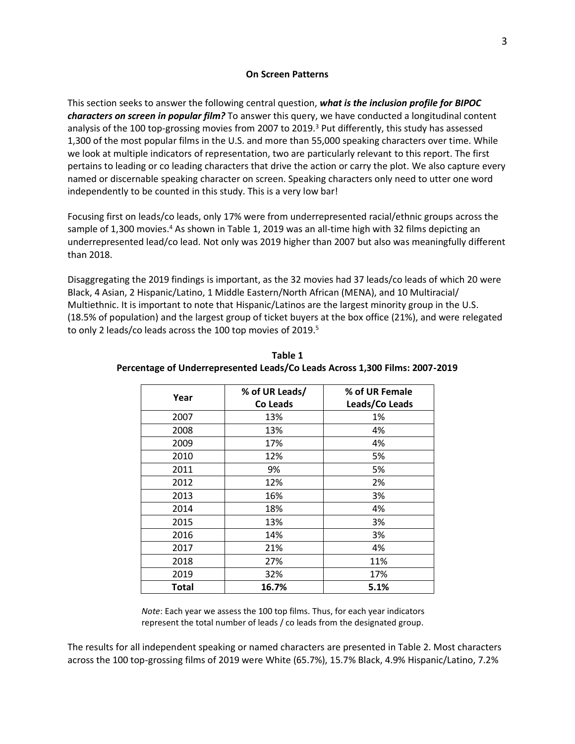## On Screen Patterns

This section seeks to answer the following central question, ***what is the inclusion profile for BIPOC characters on screen in popular film?*** To answer this query, we have conducted a longitudinal content analysis of the 100 top-grossing movies from 2007 to 2019.[3] Put differently, this study has assessed 1,300 of the most popular films in the U.S. and more than 55,000 speaking characters over time. While we look at multiple indicators of representation, two are particularly relevant to this report. The first pertains to leading or co leading characters that drive the action or carry the plot. We also capture every named or discernable speaking character on screen. Speaking characters only need to utter one word independently to be counted in this study. This is a very low bar!

Focusing first on leads/co leads, only 17% were from underrepresented racial/ethnic groups across the sample of 1,300 movies.[4] As shown in Table 1, 2019 was an all-time high with 32 films depicting an underrepresented lead/co lead. Not only was 2019 higher than 2007 but also was meaningfully different than 2018.

Disaggregating the 2019 findings is important, as the 32 movies had 37 leads/co leads of which 20 were Black, 4 Asian, 2 Hispanic/Latino, 1 Middle Eastern/North African (MENA), and 10 Multiracial/ Multiethnic. It is important to note that Hispanic/Latinos are the largest minority group in the U.S. (18.5% of population) and the largest group of ticket buyers at the box office (21%), and were relegated to only 2 leads/co leads across the 100 top movies of 2019.[5]

**Table 1**
**Percentage of Underrepresented Leads/Co Leads Across 1,300 Films: 2007-2019**

| Year | % of UR Leads/ Co Leads | % of UR Female Leads/Co Leads |
|---|---|---|
| 2007 | 13% | 1% |
| 2008 | 13% | 4% |
| 2009 | 17% | 4% |
| 2010 | 12% | 5% |
| 2011 | 9% | 5% |
| 2012 | 12% | 2% |
| 2013 | 16% | 3% |
| 2014 | 18% | 4% |
| 2015 | 13% | 3% |
| 2016 | 14% | 3% |
| 2017 | 21% | 4% |
| 2018 | 27% | 11% |
| 2019 | 32% | 17% |
| **Total** | **16.7%** | **5.1%** |

*Note*: Each year we assess the 100 top films. Thus, for each year indicators represent the total number of leads / co leads from the designated group.

The results for all independent speaking or named characters are presented in Table 2. Most characters across the 100 top-grossing films of 2019 were White (65.7%), 15.7% Black, 4.9% Hispanic/Latino, 7.2%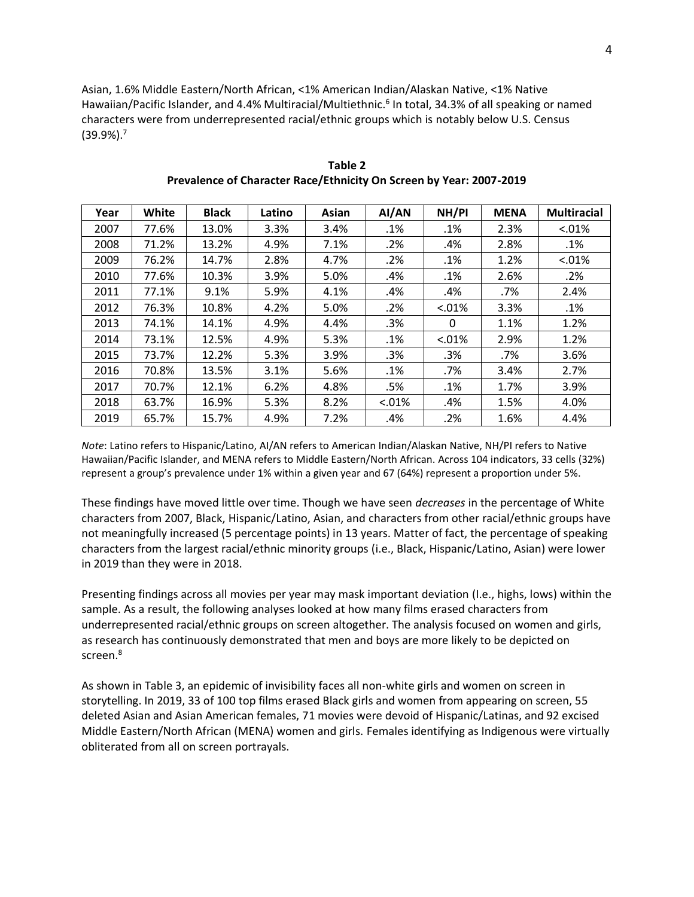Asian, 1.6% Middle Eastern/North African, <1% American Indian/Alaskan Native, <1% Native Hawaiian/Pacific Islander, and 4.4% Multiracial/Multiethnic.[6] In total, 34.3% of all speaking or named characters were from underrepresented racial/ethnic groups which is notably below U.S. Census (39.9%).[7]

**Table 2**
**Prevalence of Character Race/Ethnicity On Screen by Year: 2007-2019**

| Year | White | Black | Latino | Asian | AI/AN | NH/PI | MENA | Multiracial |
|---|---|---|---|---|---|---|---|---|
| 2007 | 77.6% | 13.0% | 3.3% | 3.4% | .1% | .1% | 2.3% | <.01% |
| 2008 | 71.2% | 13.2% | 4.9% | 7.1% | .2% | .4% | 2.8% | .1% |
| 2009 | 76.2% | 14.7% | 2.8% | 4.7% | .2% | .1% | 1.2% | <.01% |
| 2010 | 77.6% | 10.3% | 3.9% | 5.0% | .4% | .1% | 2.6% | .2% |
| 2011 | 77.1% | 9.1% | 5.9% | 4.1% | .4% | .4% | .7% | 2.4% |
| 2012 | 76.3% | 10.8% | 4.2% | 5.0% | .2% | <.01% | 3.3% | .1% |
| 2013 | 74.1% | 14.1% | 4.9% | 4.4% | .3% | 0 | 1.1% | 1.2% |
| 2014 | 73.1% | 12.5% | 4.9% | 5.3% | .1% | <.01% | 2.9% | 1.2% |
| 2015 | 73.7% | 12.2% | 5.3% | 3.9% | .3% | .3% | .7% | 3.6% |
| 2016 | 70.8% | 13.5% | 3.1% | 5.6% | .1% | .7% | 3.4% | 2.7% |
| 2017 | 70.7% | 12.1% | 6.2% | 4.8% | .5% | .1% | 1.7% | 3.9% |
| 2018 | 63.7% | 16.9% | 5.3% | 8.2% | <.01% | .4% | 1.5% | 4.0% |
| 2019 | 65.7% | 15.7% | 4.9% | 7.2% | .4% | .2% | 1.6% | 4.4% |

*Note*: Latino refers to Hispanic/Latino, AI/AN refers to American Indian/Alaskan Native, NH/PI refers to Native Hawaiian/Pacific Islander, and MENA refers to Middle Eastern/North African. Across 104 indicators, 33 cells (32%) represent a group's prevalence under 1% within a given year and 67 (64%) represent a proportion under 5%.

These findings have moved little over time. Though we have seen *decreases* in the percentage of White characters from 2007, Black, Hispanic/Latino, Asian, and characters from other racial/ethnic groups have not meaningfully increased (5 percentage points) in 13 years. Matter of fact, the percentage of speaking characters from the largest racial/ethnic minority groups (i.e., Black, Hispanic/Latino, Asian) were lower in 2019 than they were in 2018.

Presenting findings across all movies per year may mask important deviation (I.e., highs, lows) within the sample. As a result, the following analyses looked at how many films erased characters from underrepresented racial/ethnic groups on screen altogether. The analysis focused on women and girls, as research has continuously demonstrated that men and boys are more likely to be depicted on screen.[8]

As shown in Table 3, an epidemic of invisibility faces all non-white girls and women on screen in storytelling. In 2019, 33 of 100 top films erased Black girls and women from appearing on screen, 55 deleted Asian and Asian American females, 71 movies were devoid of Hispanic/Latinas, and 92 excised Middle Eastern/North African (MENA) women and girls. Females identifying as Indigenous were virtually obliterated from all on screen portrayals.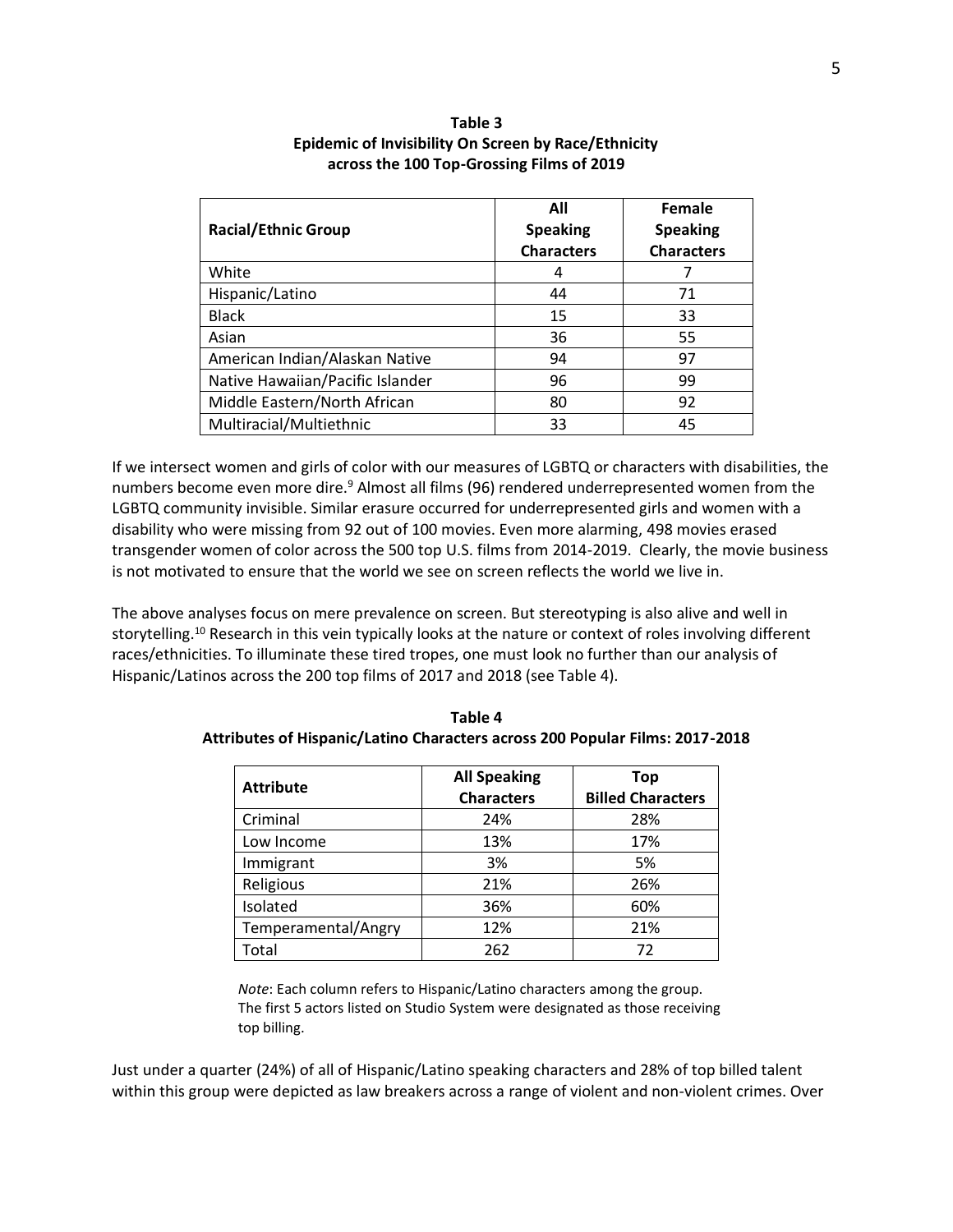**Table 3**
**Epidemic of Invisibility On Screen by Race/Ethnicity across the 100 Top-Grossing Films of 2019**

| Racial/Ethnic Group | All Speaking Characters | Female Speaking Characters |
|---|---|---|
| White | 4 | 7 |
| Hispanic/Latino | 44 | 71 |
| Black | 15 | 33 |
| Asian | 36 | 55 |
| American Indian/Alaskan Native | 94 | 97 |
| Native Hawaiian/Pacific Islander | 96 | 99 |
| Middle Eastern/North African | 80 | 92 |
| Multiracial/Multiethnic | 33 | 45 |

If we intersect women and girls of color with our measures of LGBTQ or characters with disabilities, the numbers become even more dire.[9] Almost all films (96) rendered underrepresented women from the LGBTQ community invisible. Similar erasure occurred for underrepresented girls and women with a disability who were missing from 92 out of 100 movies. Even more alarming, 498 movies erased transgender women of color across the 500 top U.S. films from 2014-2019. Clearly, the movie business is not motivated to ensure that the world we see on screen reflects the world we live in.

The above analyses focus on mere prevalence on screen. But stereotyping is also alive and well in storytelling.[10] Research in this vein typically looks at the nature or context of roles involving different races/ethnicities. To illuminate these tired tropes, one must look no further than our analysis of Hispanic/Latinos across the 200 top films of 2017 and 2018 (see Table 4).

**Table 4**
**Attributes of Hispanic/Latino Characters across 200 Popular Films: 2017-2018**

| Attribute | All Speaking Characters | Top Billed Characters |
|---|---|---|
| Criminal | 24% | 28% |
| Low Income | 13% | 17% |
| Immigrant | 3% | 5% |
| Religious | 21% | 26% |
| Isolated | 36% | 60% |
| Temperamental/Angry | 12% | 21% |
| Total | 262 | 72 |

*Note*: Each column refers to Hispanic/Latino characters among the group. The first 5 actors listed on Studio System were designated as those receiving top billing.

Just under a quarter (24%) of all of Hispanic/Latino speaking characters and 28% of top billed talent within this group were depicted as law breakers across a range of violent and non-violent crimes. Over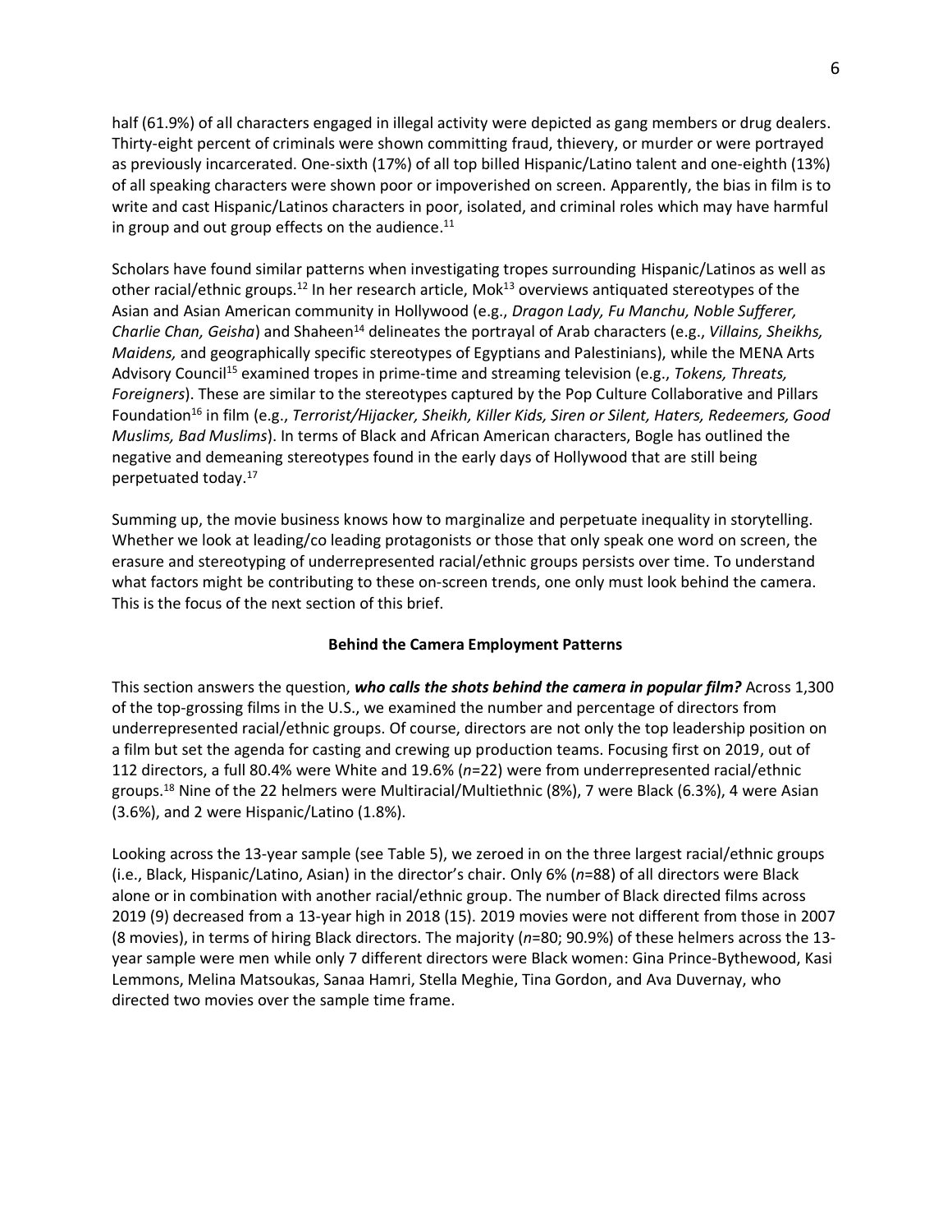half (61.9%) of all characters engaged in illegal activity were depicted as gang members or drug dealers. Thirty-eight percent of criminals were shown committing fraud, thievery, or murder or were portrayed as previously incarcerated. One-sixth (17%) of all top billed Hispanic/Latino talent and one-eighth (13%) of all speaking characters were shown poor or impoverished on screen. Apparently, the bias in film is to write and cast Hispanic/Latinos characters in poor, isolated, and criminal roles which may have harmful in group and out group effects on the audience.[11]

Scholars have found similar patterns when investigating tropes surrounding Hispanic/Latinos as well as other racial/ethnic groups.[12] In her research article, Mok[13] overviews antiquated stereotypes of the Asian and Asian American community in Hollywood (e.g., *Dragon Lady, Fu Manchu, Noble Sufferer, Charlie Chan, Geisha*) and Shaheen[14] delineates the portrayal of Arab characters (e.g., *Villains, Sheikhs, Maidens,* and geographically specific stereotypes of Egyptians and Palestinians), while the MENA Arts Advisory Council[15] examined tropes in prime-time and streaming television (e.g., *Tokens, Threats, Foreigners*). These are similar to the stereotypes captured by the Pop Culture Collaborative and Pillars Foundation[16] in film (e.g., *Terrorist/Hijacker, Sheikh, Killer Kids, Siren or Silent, Haters, Redeemers, Good Muslims, Bad Muslims*). In terms of Black and African American characters, Bogle has outlined the negative and demeaning stereotypes found in the early days of Hollywood that are still being perpetuated today.[17]

Summing up, the movie business knows how to marginalize and perpetuate inequality in storytelling. Whether we look at leading/co leading protagonists or those that only speak one word on screen, the erasure and stereotyping of underrepresented racial/ethnic groups persists over time. To understand what factors might be contributing to these on-screen trends, one only must look behind the camera. This is the focus of the next section of this brief.

## Behind the Camera Employment Patterns

This section answers the question, ***who calls the shots behind the camera in popular film?*** Across 1,300 of the top-grossing films in the U.S., we examined the number and percentage of directors from underrepresented racial/ethnic groups. Of course, directors are not only the top leadership position on a film but set the agenda for casting and crewing up production teams. Focusing first on 2019, out of 112 directors, a full 80.4% were White and 19.6% (*n*=22) were from underrepresented racial/ethnic groups.[18] Nine of the 22 helmers were Multiracial/Multiethnic (8%), 7 were Black (6.3%), 4 were Asian (3.6%), and 2 were Hispanic/Latino (1.8%).

Looking across the 13-year sample (see Table 5), we zeroed in on the three largest racial/ethnic groups (i.e., Black, Hispanic/Latino, Asian) in the director's chair. Only 6% (*n*=88) of all directors were Black alone or in combination with another racial/ethnic group. The number of Black directed films across 2019 (9) decreased from a 13-year high in 2018 (15). 2019 movies were not different from those in 2007 (8 movies), in terms of hiring Black directors. The majority (*n*=80; 90.9%) of these helmers across the 13-year sample were men while only 7 different directors were Black women: Gina Prince-Bythewood, Kasi Lemmons, Melina Matsoukas, Sanaa Hamri, Stella Meghie, Tina Gordon, and Ava Duvernay, who directed two movies over the sample time frame.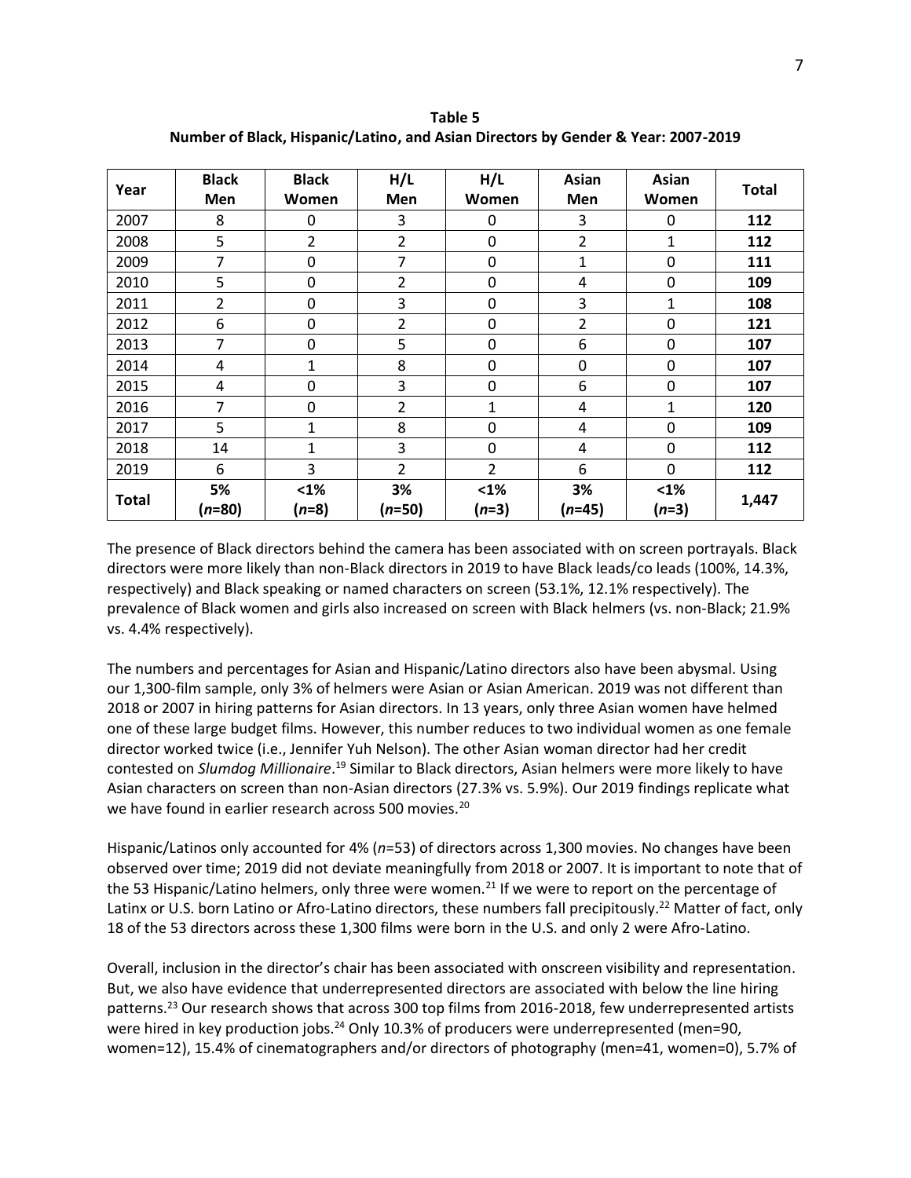**Table 5**
**Number of Black, Hispanic/Latino, and Asian Directors by Gender & Year: 2007-2019**

| Year | Black Men | Black Women | H/L Men | H/L Women | Asian Men | Asian Women | Total |
|---|---|---|---|---|---|---|---|
| 2007 | 8 | 0 | 3 | 0 | 3 | 0 | **112** |
| 2008 | 5 | 2 | 2 | 0 | 2 | 1 | **112** |
| 2009 | 7 | 0 | 7 | 0 | 1 | 0 | **111** |
| 2010 | 5 | 0 | 2 | 0 | 4 | 0 | **109** |
| 2011 | 2 | 0 | 3 | 0 | 3 | 1 | **108** |
| 2012 | 6 | 0 | 2 | 0 | 2 | 0 | **121** |
| 2013 | 7 | 0 | 5 | 0 | 6 | 0 | **107** |
| 2014 | 4 | 1 | 8 | 0 | 0 | 0 | **107** |
| 2015 | 4 | 0 | 3 | 0 | 6 | 0 | **107** |
| 2016 | 7 | 0 | 2 | 1 | 4 | 1 | **120** |
| 2017 | 5 | 1 | 8 | 0 | 4 | 0 | **109** |
| 2018 | 14 | 1 | 3 | 0 | 4 | 0 | **112** |
| 2019 | 6 | 3 | 2 | 2 | 6 | 0 | **112** |
| **Total** | **5% (*n*=80)** | **<1% (*n*=8)** | **3% (*n*=50)** | **<1% (*n*=3)** | **3% (*n*=45)** | **<1% (*n*=3)** | **1,447** |

The presence of Black directors behind the camera has been associated with on screen portrayals. Black directors were more likely than non-Black directors in 2019 to have Black leads/co leads (100%, 14.3%, respectively) and Black speaking or named characters on screen (53.1%, 12.1% respectively). The prevalence of Black women and girls also increased on screen with Black helmers (vs. non-Black; 21.9% vs. 4.4% respectively).

The numbers and percentages for Asian and Hispanic/Latino directors also have been abysmal. Using our 1,300-film sample, only 3% of helmers were Asian or Asian American. 2019 was not different than 2018 or 2007 in hiring patterns for Asian directors. In 13 years, only three Asian women have helmed one of these large budget films. However, this number reduces to two individual women as one female director worked twice (i.e., Jennifer Yuh Nelson). The other Asian woman director had her credit contested on *Slumdog Millionaire*.[19] Similar to Black directors, Asian helmers were more likely to have Asian characters on screen than non-Asian directors (27.3% vs. 5.9%). Our 2019 findings replicate what we have found in earlier research across 500 movies.[20]

Hispanic/Latinos only accounted for 4% (*n*=53) of directors across 1,300 movies. No changes have been observed over time; 2019 did not deviate meaningfully from 2018 or 2007. It is important to note that of the 53 Hispanic/Latino helmers, only three were women.[21] If we were to report on the percentage of Latinx or U.S. born Latino or Afro-Latino directors, these numbers fall precipitously.[22] Matter of fact, only 18 of the 53 directors across these 1,300 films were born in the U.S. and only 2 were Afro-Latino.

Overall, inclusion in the director's chair has been associated with onscreen visibility and representation. But, we also have evidence that underrepresented directors are associated with below the line hiring patterns.[23] Our research shows that across 300 top films from 2016-2018, few underrepresented artists were hired in key production jobs.[24] Only 10.3% of producers were underrepresented (men=90, women=12), 15.4% of cinematographers and/or directors of photography (men=41, women=0), 5.7% of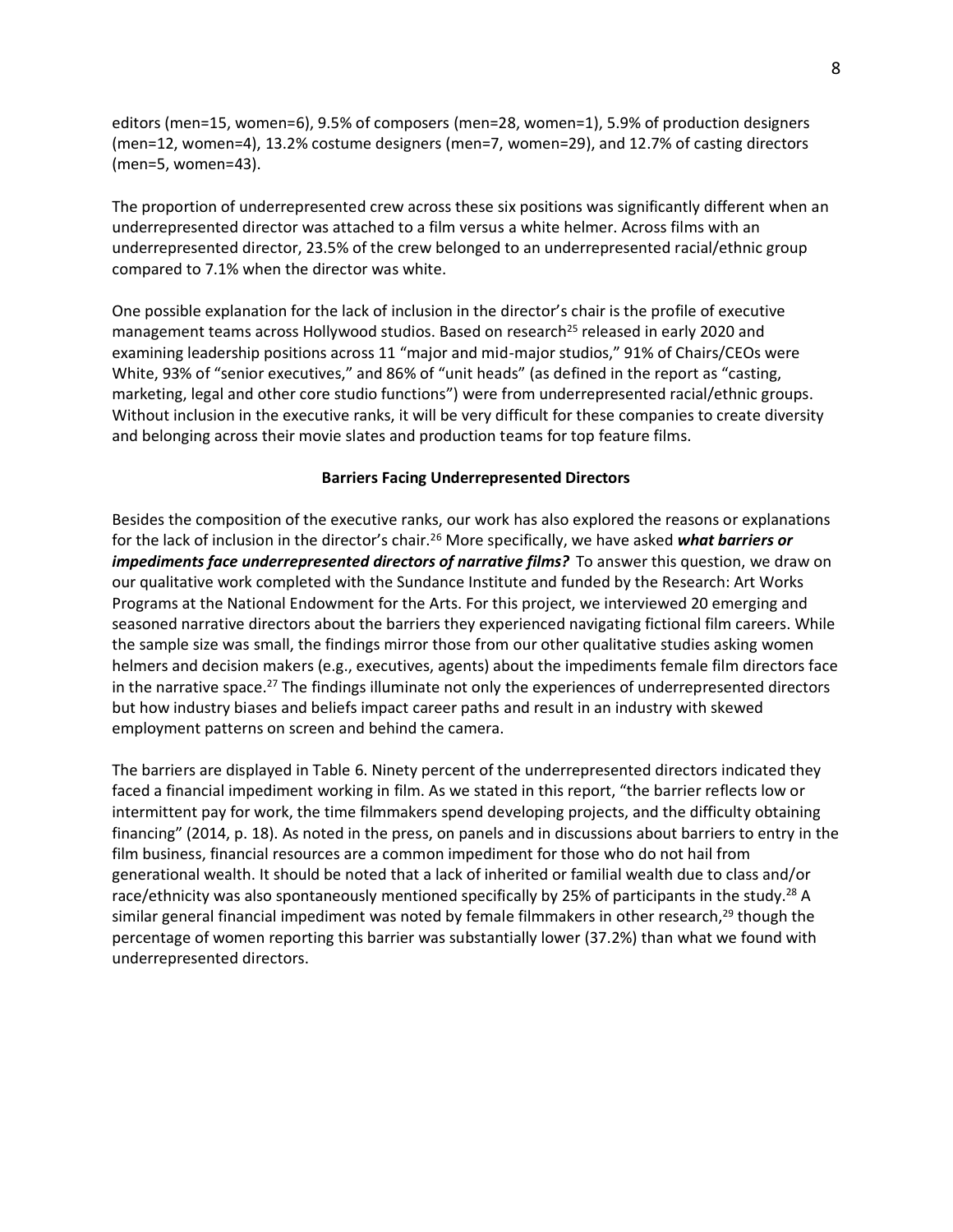editors (men=15, women=6), 9.5% of composers (men=28, women=1), 5.9% of production designers (men=12, women=4), 13.2% costume designers (men=7, women=29), and 12.7% of casting directors (men=5, women=43).

The proportion of underrepresented crew across these six positions was significantly different when an underrepresented director was attached to a film versus a white helmer. Across films with an underrepresented director, 23.5% of the crew belonged to an underrepresented racial/ethnic group compared to 7.1% when the director was white.

One possible explanation for the lack of inclusion in the director's chair is the profile of executive management teams across Hollywood studios. Based on research[25] released in early 2020 and examining leadership positions across 11 "major and mid-major studios," 91% of Chairs/CEOs were White, 93% of "senior executives," and 86% of "unit heads" (as defined in the report as "casting, marketing, legal and other core studio functions") were from underrepresented racial/ethnic groups. Without inclusion in the executive ranks, it will be very difficult for these companies to create diversity and belonging across their movie slates and production teams for top feature films.

**Barriers Facing Underrepresented Directors**

Besides the composition of the executive ranks, our work has also explored the reasons or explanations for the lack of inclusion in the director's chair.[26] More specifically, we have asked ***what barriers or impediments face underrepresented directors of narrative films?*** To answer this question, we draw on our qualitative work completed with the Sundance Institute and funded by the Research: Art Works Programs at the National Endowment for the Arts. For this project, we interviewed 20 emerging and seasoned narrative directors about the barriers they experienced navigating fictional film careers. While the sample size was small, the findings mirror those from our other qualitative studies asking women helmers and decision makers (e.g., executives, agents) about the impediments female film directors face in the narrative space.[27] The findings illuminate not only the experiences of underrepresented directors but how industry biases and beliefs impact career paths and result in an industry with skewed employment patterns on screen and behind the camera.

The barriers are displayed in Table 6. Ninety percent of the underrepresented directors indicated they faced a financial impediment working in film. As we stated in this report, "the barrier reflects low or intermittent pay for work, the time filmmakers spend developing projects, and the difficulty obtaining financing" (2014, p. 18). As noted in the press, on panels and in discussions about barriers to entry in the film business, financial resources are a common impediment for those who do not hail from generational wealth. It should be noted that a lack of inherited or familial wealth due to class and/or race/ethnicity was also spontaneously mentioned specifically by 25% of participants in the study.[28] A similar general financial impediment was noted by female filmmakers in other research,[29] though the percentage of women reporting this barrier was substantially lower (37.2%) than what we found with underrepresented directors.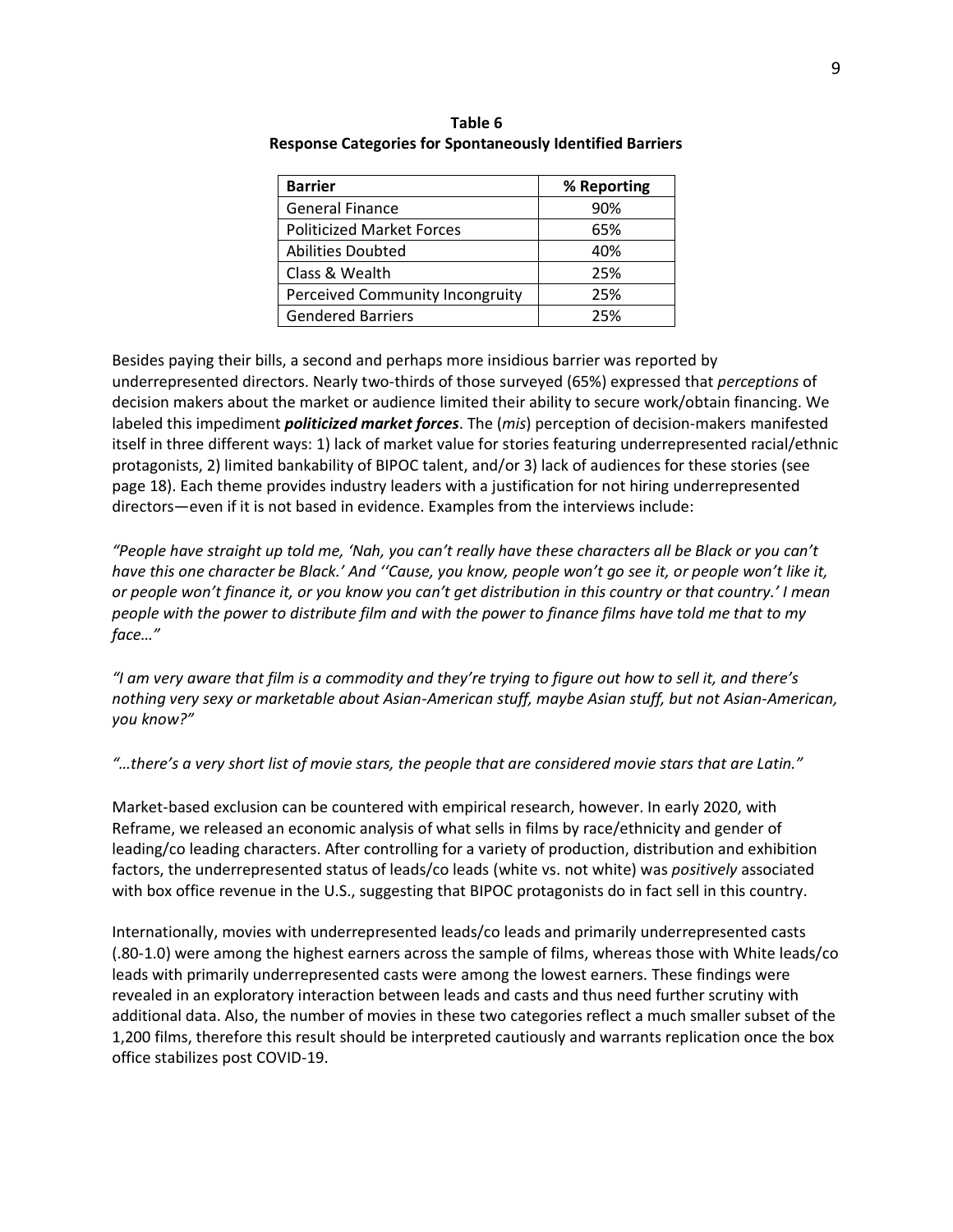**Table 6**
**Response Categories for Spontaneously Identified Barriers**

| Barrier | % Reporting |
|---|---|
| General Finance | 90% |
| Politicized Market Forces | 65% |
| Abilities Doubted | 40% |
| Class & Wealth | 25% |
| Perceived Community Incongruity | 25% |
| Gendered Barriers | 25% |

Besides paying their bills, a second and perhaps more insidious barrier was reported by underrepresented directors. Nearly two-thirds of those surveyed (65%) expressed that *perceptions* of decision makers about the market or audience limited their ability to secure work/obtain financing. We labeled this impediment ***politicized market forces***. The (*mis*) perception of decision-makers manifested itself in three different ways: 1) lack of market value for stories featuring underrepresented racial/ethnic protagonists, 2) limited bankability of BIPOC talent, and/or 3) lack of audiences for these stories (see page 18). Each theme provides industry leaders with a justification for not hiring underrepresented directors—even if it is not based in evidence. Examples from the interviews include:

*"People have straight up told me, 'Nah, you can't really have these characters all be Black or you can't have this one character be Black.' And ''Cause, you know, people won't go see it, or people won't like it, or people won't finance it, or you know you can't get distribution in this country or that country.' I mean people with the power to distribute film and with the power to finance films have told me that to my face…"*

*"I am very aware that film is a commodity and they're trying to figure out how to sell it, and there's nothing very sexy or marketable about Asian-American stuff, maybe Asian stuff, but not Asian-American, you know?"*

*"…there's a very short list of movie stars, the people that are considered movie stars that are Latin."*

Market-based exclusion can be countered with empirical research, however. In early 2020, with Reframe, we released an economic analysis of what sells in films by race/ethnicity and gender of leading/co leading characters. After controlling for a variety of production, distribution and exhibition factors, the underrepresented status of leads/co leads (white vs. not white) was *positively* associated with box office revenue in the U.S., suggesting that BIPOC protagonists do in fact sell in this country.

Internationally, movies with underrepresented leads/co leads and primarily underrepresented casts (.80-1.0) were among the highest earners across the sample of films, whereas those with White leads/co leads with primarily underrepresented casts were among the lowest earners. These findings were revealed in an exploratory interaction between leads and casts and thus need further scrutiny with additional data. Also, the number of movies in these two categories reflect a much smaller subset of the 1,200 films, therefore this result should be interpreted cautiously and warrants replication once the box office stabilizes post COVID-19.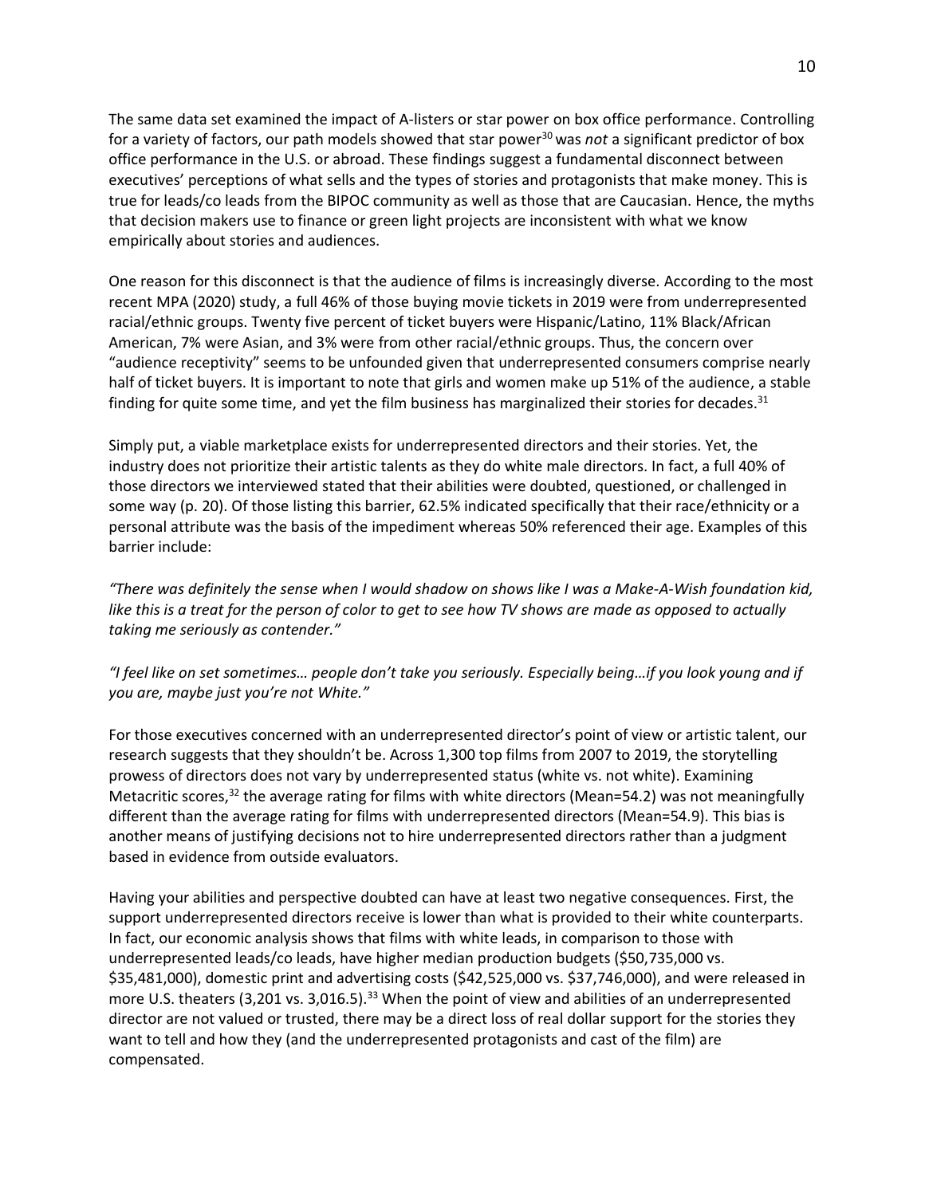The same data set examined the impact of A-listers or star power on box office performance. Controlling for a variety of factors, our path models showed that star power[30] was *not* a significant predictor of box office performance in the U.S. or abroad. These findings suggest a fundamental disconnect between executives' perceptions of what sells and the types of stories and protagonists that make money. This is true for leads/co leads from the BIPOC community as well as those that are Caucasian. Hence, the myths that decision makers use to finance or green light projects are inconsistent with what we know empirically about stories and audiences.

One reason for this disconnect is that the audience of films is increasingly diverse. According to the most recent MPA (2020) study, a full 46% of those buying movie tickets in 2019 were from underrepresented racial/ethnic groups. Twenty five percent of ticket buyers were Hispanic/Latino, 11% Black/African American, 7% were Asian, and 3% were from other racial/ethnic groups. Thus, the concern over "audience receptivity" seems to be unfounded given that underrepresented consumers comprise nearly half of ticket buyers. It is important to note that girls and women make up 51% of the audience, a stable finding for quite some time, and yet the film business has marginalized their stories for decades.[31]

Simply put, a viable marketplace exists for underrepresented directors and their stories. Yet, the industry does not prioritize their artistic talents as they do white male directors. In fact, a full 40% of those directors we interviewed stated that their abilities were doubted, questioned, or challenged in some way (p. 20). Of those listing this barrier, 62.5% indicated specifically that their race/ethnicity or a personal attribute was the basis of the impediment whereas 50% referenced their age. Examples of this barrier include:

*"There was definitely the sense when I would shadow on shows like I was a Make-A-Wish foundation kid, like this is a treat for the person of color to get to see how TV shows are made as opposed to actually taking me seriously as contender."*

*"I feel like on set sometimes… people don't take you seriously. Especially being…if you look young and if you are, maybe just you're not White."*

For those executives concerned with an underrepresented director's point of view or artistic talent, our research suggests that they shouldn't be. Across 1,300 top films from 2007 to 2019, the storytelling prowess of directors does not vary by underrepresented status (white vs. not white). Examining Metacritic scores,[32] the average rating for films with white directors (Mean=54.2) was not meaningfully different than the average rating for films with underrepresented directors (Mean=54.9). This bias is another means of justifying decisions not to hire underrepresented directors rather than a judgment based in evidence from outside evaluators.

Having your abilities and perspective doubted can have at least two negative consequences. First, the support underrepresented directors receive is lower than what is provided to their white counterparts. In fact, our economic analysis shows that films with white leads, in comparison to those with underrepresented leads/co leads, have higher median production budgets ($50,735,000 vs. $35,481,000), domestic print and advertising costs ($42,525,000 vs. $37,746,000), and were released in more U.S. theaters (3,201 vs. 3,016.5).[33] When the point of view and abilities of an underrepresented director are not valued or trusted, there may be a direct loss of real dollar support for the stories they want to tell and how they (and the underrepresented protagonists and cast of the film) are compensated.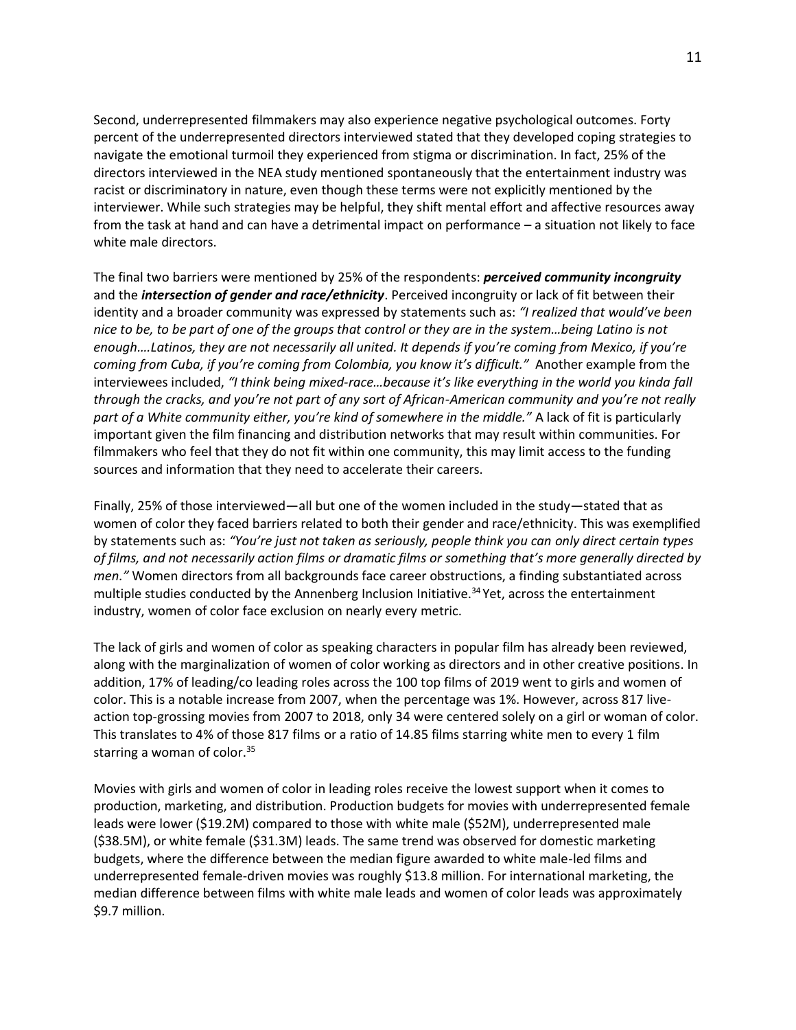Second, underrepresented filmmakers may also experience negative psychological outcomes. Forty percent of the underrepresented directors interviewed stated that they developed coping strategies to navigate the emotional turmoil they experienced from stigma or discrimination. In fact, 25% of the directors interviewed in the NEA study mentioned spontaneously that the entertainment industry was racist or discriminatory in nature, even though these terms were not explicitly mentioned by the interviewer. While such strategies may be helpful, they shift mental effort and affective resources away from the task at hand and can have a detrimental impact on performance – a situation not likely to face white male directors.

The final two barriers were mentioned by 25% of the respondents: ***perceived community incongruity*** and the ***intersection of gender and race/ethnicity***. Perceived incongruity or lack of fit between their identity and a broader community was expressed by statements such as: *"I realized that would've been nice to be, to be part of one of the groups that control or they are in the system…being Latino is not enough….Latinos, they are not necessarily all united. It depends if you're coming from Mexico, if you're coming from Cuba, if you're coming from Colombia, you know it's difficult."* Another example from the interviewees included, *"I think being mixed-race…because it's like everything in the world you kinda fall through the cracks, and you're not part of any sort of African-American community and you're not really part of a White community either, you're kind of somewhere in the middle."* A lack of fit is particularly important given the film financing and distribution networks that may result within communities. For filmmakers who feel that they do not fit within one community, this may limit access to the funding sources and information that they need to accelerate their careers.

Finally, 25% of those interviewed—all but one of the women included in the study—stated that as women of color they faced barriers related to both their gender and race/ethnicity. This was exemplified by statements such as: *"You're just not taken as seriously, people think you can only direct certain types of films, and not necessarily action films or dramatic films or something that's more generally directed by men."* Women directors from all backgrounds face career obstructions, a finding substantiated across multiple studies conducted by the Annenberg Inclusion Initiative.[34] Yet, across the entertainment industry, women of color face exclusion on nearly every metric.

The lack of girls and women of color as speaking characters in popular film has already been reviewed, along with the marginalization of women of color working as directors and in other creative positions. In addition, 17% of leading/co leading roles across the 100 top films of 2019 went to girls and women of color. This is a notable increase from 2007, when the percentage was 1%. However, across 817 live-action top-grossing movies from 2007 to 2018, only 34 were centered solely on a girl or woman of color. This translates to 4% of those 817 films or a ratio of 14.85 films starring white men to every 1 film starring a woman of color.[35]

Movies with girls and women of color in leading roles receive the lowest support when it comes to production, marketing, and distribution. Production budgets for movies with underrepresented female leads were lower ($19.2M) compared to those with white male ($52M), underrepresented male ($38.5M), or white female ($31.3M) leads. The same trend was observed for domestic marketing budgets, where the difference between the median figure awarded to white male-led films and underrepresented female-driven movies was roughly $13.8 million. For international marketing, the median difference between films with white male leads and women of color leads was approximately $9.7 million.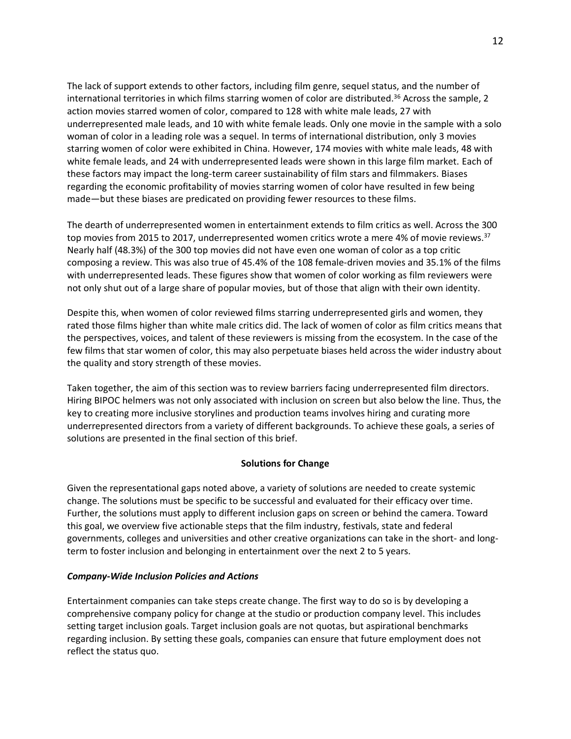The lack of support extends to other factors, including film genre, sequel status, and the number of international territories in which films starring women of color are distributed.[36] Across the sample, 2 action movies starred women of color, compared to 128 with white male leads, 27 with underrepresented male leads, and 10 with white female leads. Only one movie in the sample with a solo woman of color in a leading role was a sequel. In terms of international distribution, only 3 movies starring women of color were exhibited in China. However, 174 movies with white male leads, 48 with white female leads, and 24 with underrepresented leads were shown in this large film market. Each of these factors may impact the long-term career sustainability of film stars and filmmakers. Biases regarding the economic profitability of movies starring women of color have resulted in few being made—but these biases are predicated on providing fewer resources to these films.

The dearth of underrepresented women in entertainment extends to film critics as well. Across the 300 top movies from 2015 to 2017, underrepresented women critics wrote a mere 4% of movie reviews.[37] Nearly half (48.3%) of the 300 top movies did not have even one woman of color as a top critic composing a review. This was also true of 45.4% of the 108 female-driven movies and 35.1% of the films with underrepresented leads. These figures show that women of color working as film reviewers were not only shut out of a large share of popular movies, but of those that align with their own identity.

Despite this, when women of color reviewed films starring underrepresented girls and women, they rated those films higher than white male critics did. The lack of women of color as film critics means that the perspectives, voices, and talent of these reviewers is missing from the ecosystem. In the case of the few films that star women of color, this may also perpetuate biases held across the wider industry about the quality and story strength of these movies.

Taken together, the aim of this section was to review barriers facing underrepresented film directors. Hiring BIPOC helmers was not only associated with inclusion on screen but also below the line. Thus, the key to creating more inclusive storylines and production teams involves hiring and curating more underrepresented directors from a variety of different backgrounds. To achieve these goals, a series of solutions are presented in the final section of this brief.

## Solutions for Change

Given the representational gaps noted above, a variety of solutions are needed to create systemic change. The solutions must be specific to be successful and evaluated for their efficacy over time. Further, the solutions must apply to different inclusion gaps on screen or behind the camera. Toward this goal, we overview five actionable steps that the film industry, festivals, state and federal governments, colleges and universities and other creative organizations can take in the short- and long-term to foster inclusion and belonging in entertainment over the next 2 to 5 years.

### *Company-Wide Inclusion Policies and Actions*

Entertainment companies can take steps create change. The first way to do so is by developing a comprehensive company policy for change at the studio or production company level. This includes setting target inclusion goals. Target inclusion goals are not quotas, but aspirational benchmarks regarding inclusion. By setting these goals, companies can ensure that future employment does not reflect the status quo.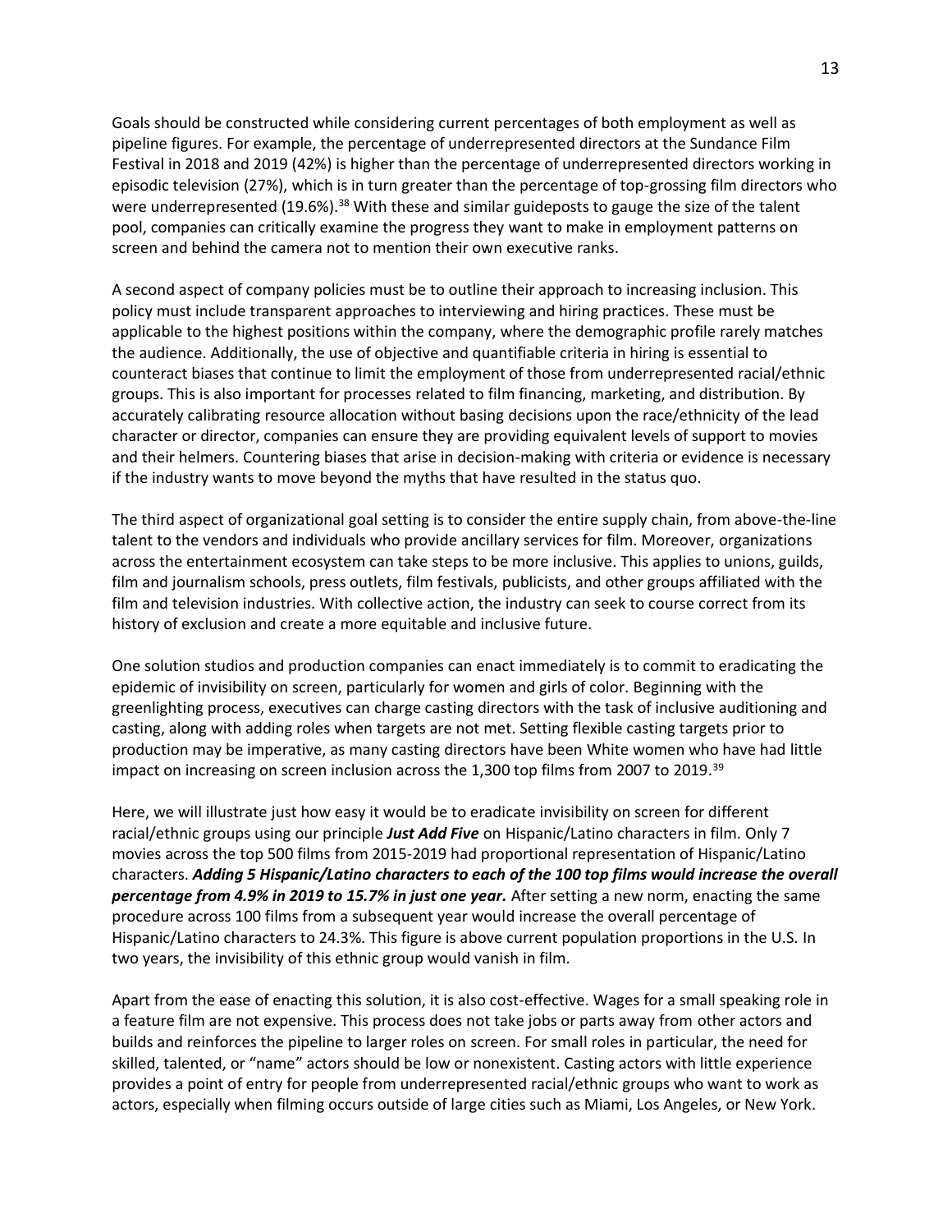Goals should be constructed while considering current percentages of both employment as well as pipeline figures. For example, the percentage of underrepresented directors at the Sundance Film Festival in 2018 and 2019 (42%) is higher than the percentage of underrepresented directors working in episodic television (27%), which is in turn greater than the percentage of top-grossing film directors who were underrepresented (19.6%).[38] With these and similar guideposts to gauge the size of the talent pool, companies can critically examine the progress they want to make in employment patterns on screen and behind the camera not to mention their own executive ranks.

A second aspect of company policies must be to outline their approach to increasing inclusion. This policy must include transparent approaches to interviewing and hiring practices. These must be applicable to the highest positions within the company, where the demographic profile rarely matches the audience. Additionally, the use of objective and quantifiable criteria in hiring is essential to counteract biases that continue to limit the employment of those from underrepresented racial/ethnic groups. This is also important for processes related to film financing, marketing, and distribution. By accurately calibrating resource allocation without basing decisions upon the race/ethnicity of the lead character or director, companies can ensure they are providing equivalent levels of support to movies and their helmers. Countering biases that arise in decision-making with criteria or evidence is necessary if the industry wants to move beyond the myths that have resulted in the status quo.

The third aspect of organizational goal setting is to consider the entire supply chain, from above-the-line talent to the vendors and individuals who provide ancillary services for film. Moreover, organizations across the entertainment ecosystem can take steps to be more inclusive. This applies to unions, guilds, film and journalism schools, press outlets, film festivals, publicists, and other groups affiliated with the film and television industries. With collective action, the industry can seek to course correct from its history of exclusion and create a more equitable and inclusive future.

One solution studios and production companies can enact immediately is to commit to eradicating the epidemic of invisibility on screen, particularly for women and girls of color. Beginning with the greenlighting process, executives can charge casting directors with the task of inclusive auditioning and casting, along with adding roles when targets are not met. Setting flexible casting targets prior to production may be imperative, as many casting directors have been White women who have had little impact on increasing on screen inclusion across the 1,300 top films from 2007 to 2019.[39]

Here, we will illustrate just how easy it would be to eradicate invisibility on screen for different racial/ethnic groups using our principle ***Just Add Five*** on Hispanic/Latino characters in film. Only 7 movies across the top 500 films from 2015-2019 had proportional representation of Hispanic/Latino characters. ***Adding 5 Hispanic/Latino characters to each of the 100 top films would increase the overall percentage from 4.9% in 2019 to 15.7% in just one year.*** After setting a new norm, enacting the same procedure across 100 films from a subsequent year would increase the overall percentage of Hispanic/Latino characters to 24.3%. This figure is above current population proportions in the U.S. In two years, the invisibility of this ethnic group would vanish in film.

Apart from the ease of enacting this solution, it is also cost-effective. Wages for a small speaking role in a feature film are not expensive. This process does not take jobs or parts away from other actors and builds and reinforces the pipeline to larger roles on screen. For small roles in particular, the need for skilled, talented, or "name" actors should be low or nonexistent. Casting actors with little experience provides a point of entry for people from underrepresented racial/ethnic groups who want to work as actors, especially when filming occurs outside of large cities such as Miami, Los Angeles, or New York.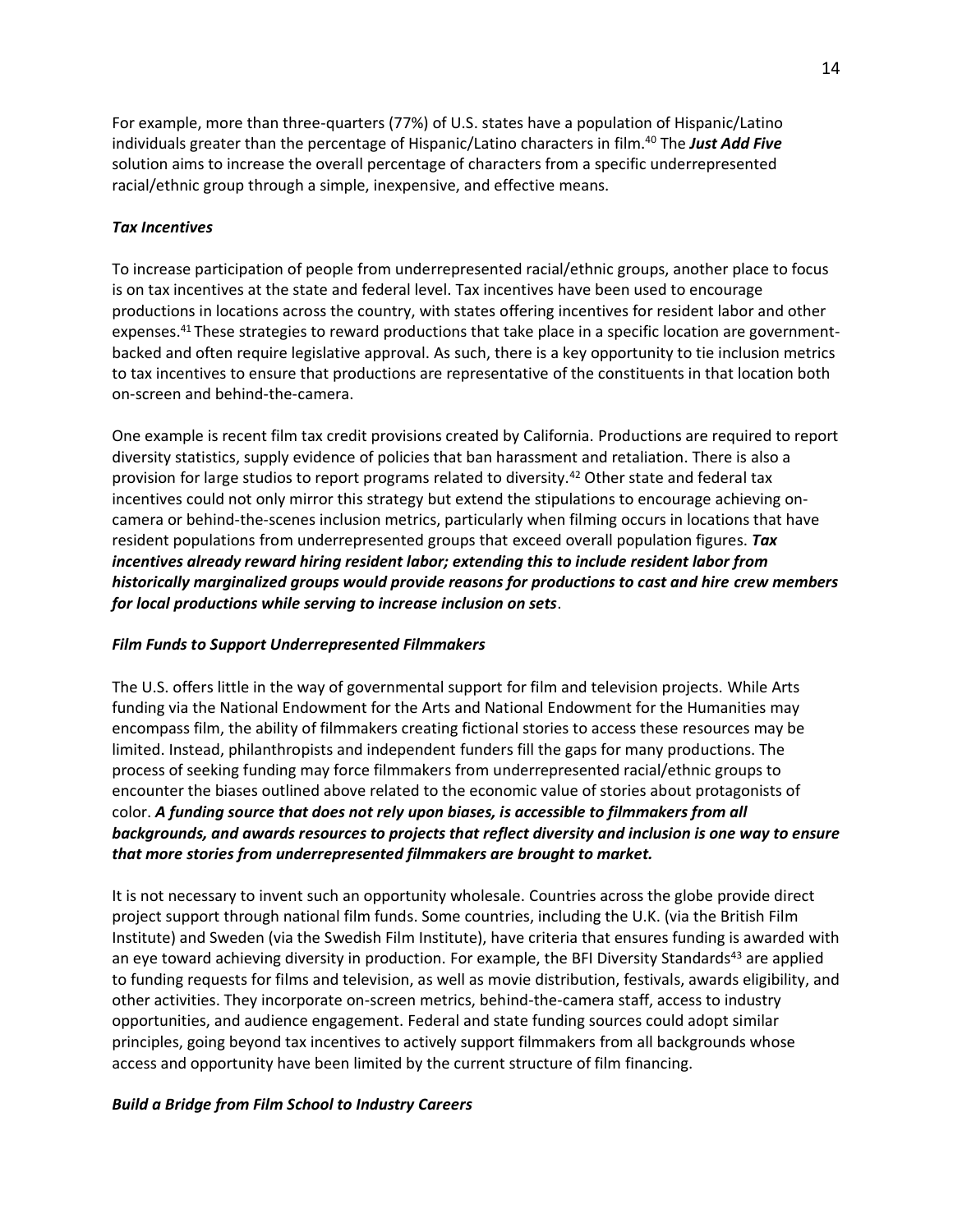For example, more than three-quarters (77%) of U.S. states have a population of Hispanic/Latino individuals greater than the percentage of Hispanic/Latino characters in film.[40] The ***Just Add Five*** solution aims to increase the overall percentage of characters from a specific underrepresented racial/ethnic group through a simple, inexpensive, and effective means.

***Tax Incentives***

To increase participation of people from underrepresented racial/ethnic groups, another place to focus is on tax incentives at the state and federal level. Tax incentives have been used to encourage productions in locations across the country, with states offering incentives for resident labor and other expenses.[41] These strategies to reward productions that take place in a specific location are government-backed and often require legislative approval. As such, there is a key opportunity to tie inclusion metrics to tax incentives to ensure that productions are representative of the constituents in that location both on-screen and behind-the-camera.

One example is recent film tax credit provisions created by California. Productions are required to report diversity statistics, supply evidence of policies that ban harassment and retaliation. There is also a provision for large studios to report programs related to diversity.[42] Other state and federal tax incentives could not only mirror this strategy but extend the stipulations to encourage achieving on-camera or behind-the-scenes inclusion metrics, particularly when filming occurs in locations that have resident populations from underrepresented groups that exceed overall population figures. ***Tax incentives already reward hiring resident labor; extending this to include resident labor from historically marginalized groups would provide reasons for productions to cast and hire crew members for local productions while serving to increase inclusion on sets***.

***Film Funds to Support Underrepresented Filmmakers***

The U.S. offers little in the way of governmental support for film and television projects. While Arts funding via the National Endowment for the Arts and National Endowment for the Humanities may encompass film, the ability of filmmakers creating fictional stories to access these resources may be limited. Instead, philanthropists and independent funders fill the gaps for many productions. The process of seeking funding may force filmmakers from underrepresented racial/ethnic groups to encounter the biases outlined above related to the economic value of stories about protagonists of color. ***A funding source that does not rely upon biases, is accessible to filmmakers from all backgrounds, and awards resources to projects that reflect diversity and inclusion is one way to ensure that more stories from underrepresented filmmakers are brought to market.***

It is not necessary to invent such an opportunity wholesale. Countries across the globe provide direct project support through national film funds. Some countries, including the U.K. (via the British Film Institute) and Sweden (via the Swedish Film Institute), have criteria that ensures funding is awarded with an eye toward achieving diversity in production. For example, the BFI Diversity Standards[43] are applied to funding requests for films and television, as well as movie distribution, festivals, awards eligibility, and other activities. They incorporate on-screen metrics, behind-the-camera staff, access to industry opportunities, and audience engagement. Federal and state funding sources could adopt similar principles, going beyond tax incentives to actively support filmmakers from all backgrounds whose access and opportunity have been limited by the current structure of film financing.

***Build a Bridge from Film School to Industry Careers***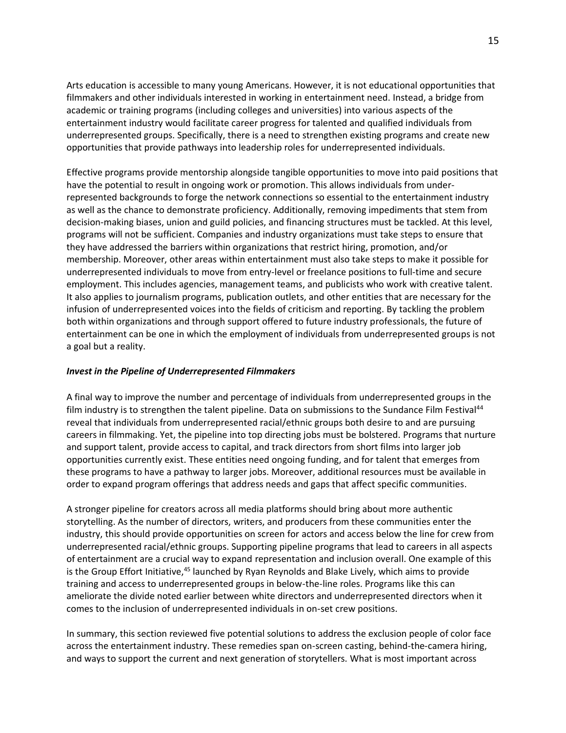Arts education is accessible to many young Americans. However, it is not educational opportunities that filmmakers and other individuals interested in working in entertainment need. Instead, a bridge from academic or training programs (including colleges and universities) into various aspects of the entertainment industry would facilitate career progress for talented and qualified individuals from underrepresented groups. Specifically, there is a need to strengthen existing programs and create new opportunities that provide pathways into leadership roles for underrepresented individuals.

Effective programs provide mentorship alongside tangible opportunities to move into paid positions that have the potential to result in ongoing work or promotion. This allows individuals from under-represented backgrounds to forge the network connections so essential to the entertainment industry as well as the chance to demonstrate proficiency. Additionally, removing impediments that stem from decision-making biases, union and guild policies, and financing structures must be tackled. At this level, programs will not be sufficient. Companies and industry organizations must take steps to ensure that they have addressed the barriers within organizations that restrict hiring, promotion, and/or membership. Moreover, other areas within entertainment must also take steps to make it possible for underrepresented individuals to move from entry-level or freelance positions to full-time and secure employment. This includes agencies, management teams, and publicists who work with creative talent. It also applies to journalism programs, publication outlets, and other entities that are necessary for the infusion of underrepresented voices into the fields of criticism and reporting. By tackling the problem both within organizations and through support offered to future industry professionals, the future of entertainment can be one in which the employment of individuals from underrepresented groups is not a goal but a reality.

***Invest in the Pipeline of Underrepresented Filmmakers***

A final way to improve the number and percentage of individuals from underrepresented groups in the film industry is to strengthen the talent pipeline. Data on submissions to the Sundance Film Festival[44] reveal that individuals from underrepresented racial/ethnic groups both desire to and are pursuing careers in filmmaking. Yet, the pipeline into top directing jobs must be bolstered. Programs that nurture and support talent, provide access to capital, and track directors from short films into larger job opportunities currently exist. These entities need ongoing funding, and for talent that emerges from these programs to have a pathway to larger jobs. Moreover, additional resources must be available in order to expand program offerings that address needs and gaps that affect specific communities.

A stronger pipeline for creators across all media platforms should bring about more authentic storytelling. As the number of directors, writers, and producers from these communities enter the industry, this should provide opportunities on screen for actors and access below the line for crew from underrepresented racial/ethnic groups. Supporting pipeline programs that lead to careers in all aspects of entertainment are a crucial way to expand representation and inclusion overall. One example of this is the Group Effort Initiative,[45] launched by Ryan Reynolds and Blake Lively, which aims to provide training and access to underrepresented groups in below-the-line roles. Programs like this can ameliorate the divide noted earlier between white directors and underrepresented directors when it comes to the inclusion of underrepresented individuals in on-set crew positions.

In summary, this section reviewed five potential solutions to address the exclusion people of color face across the entertainment industry. These remedies span on-screen casting, behind-the-camera hiring, and ways to support the current and next generation of storytellers. What is most important across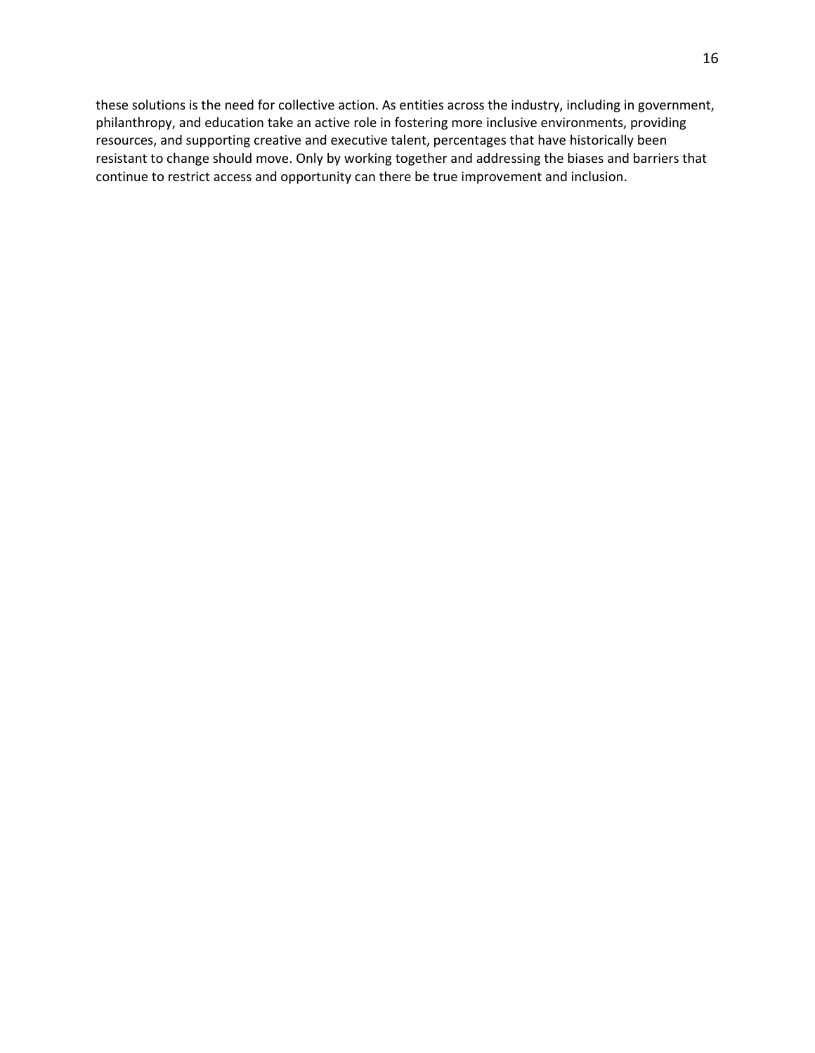these solutions is the need for collective action. As entities across the industry, including in government, philanthropy, and education take an active role in fostering more inclusive environments, providing resources, and supporting creative and executive talent, percentages that have historically been resistant to change should move. Only by working together and addressing the biases and barriers that continue to restrict access and opportunity can there be true improvement and inclusion.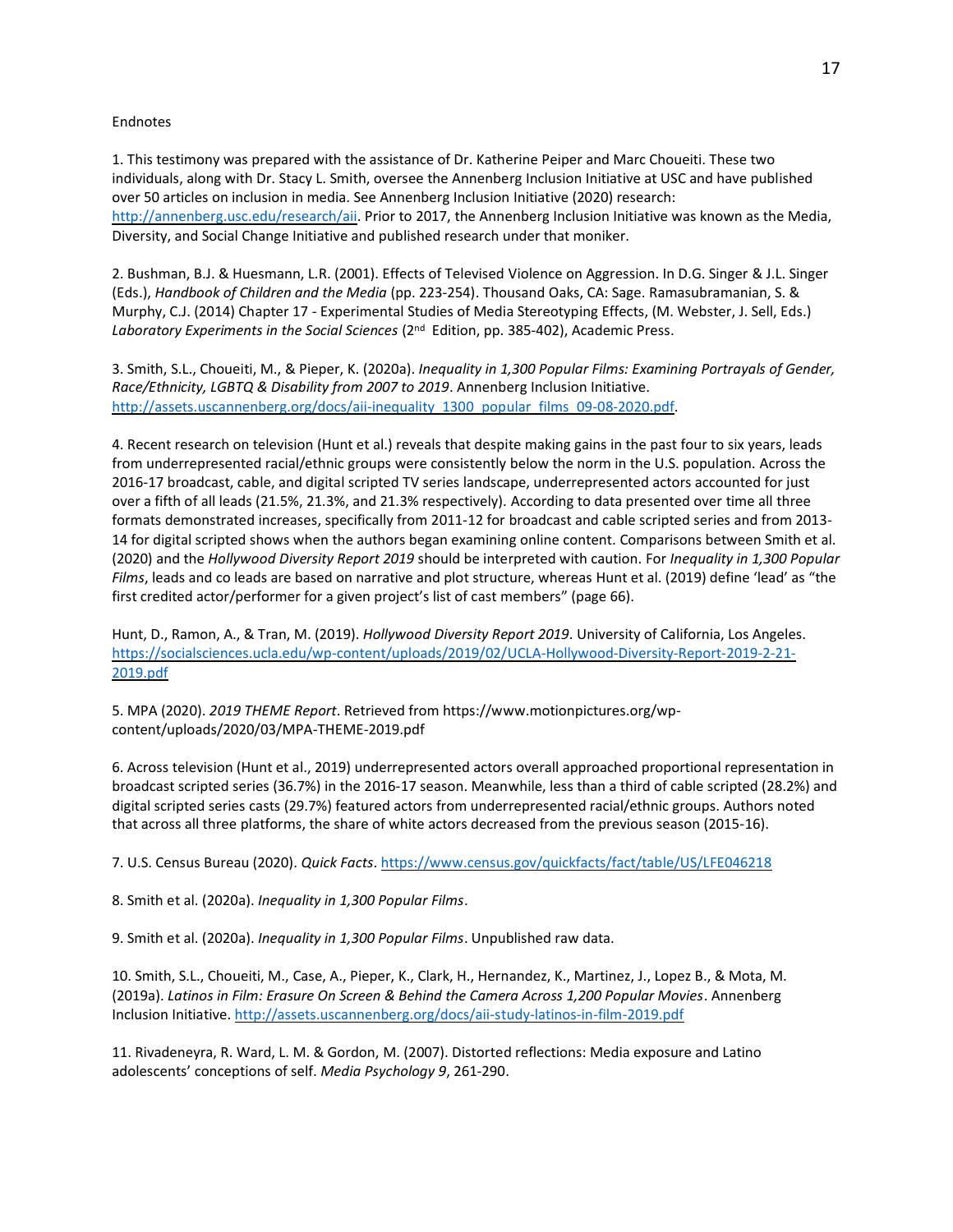Endnotes

1. This testimony was prepared with the assistance of Dr. Katherine Peiper and Marc Choueiti. These two individuals, along with Dr. Stacy L. Smith, oversee the Annenberg Inclusion Initiative at USC and have published over 50 articles on inclusion in media. See Annenberg Inclusion Initiative (2020) research: http://annenberg.usc.edu/research/aii. Prior to 2017, the Annenberg Inclusion Initiative was known as the Media, Diversity, and Social Change Initiative and published research under that moniker.

2. Bushman, B.J. & Huesmann, L.R. (2001). Effects of Televised Violence on Aggression. In D.G. Singer & J.L. Singer (Eds.), *Handbook of Children and the Media* (pp. 223-254). Thousand Oaks, CA: Sage. Ramasubramanian, S. & Murphy, C.J. (2014) Chapter 17 - Experimental Studies of Media Stereotyping Effects, (M. Webster, J. Sell, Eds.) *Laboratory Experiments in the Social Sciences* (2nd Edition, pp. 385-402), Academic Press.

3. Smith, S.L., Choueiti, M., & Pieper, K. (2020a). *Inequality in 1,300 Popular Films: Examining Portrayals of Gender, Race/Ethnicity, LGBTQ & Disability from 2007 to 2019*. Annenberg Inclusion Initiative. http://assets.uscannenberg.org/docs/aii-inequality_1300_popular_films_09-08-2020.pdf.

4. Recent research on television (Hunt et al.) reveals that despite making gains in the past four to six years, leads from underrepresented racial/ethnic groups were consistently below the norm in the U.S. population. Across the 2016-17 broadcast, cable, and digital scripted TV series landscape, underrepresented actors accounted for just over a fifth of all leads (21.5%, 21.3%, and 21.3% respectively). According to data presented over time all three formats demonstrated increases, specifically from 2011-12 for broadcast and cable scripted series and from 2013-14 for digital scripted shows when the authors began examining online content. Comparisons between Smith et al. (2020) and the *Hollywood Diversity Report 2019* should be interpreted with caution. For *Inequality in 1,300 Popular Films*, leads and co leads are based on narrative and plot structure, whereas Hunt et al. (2019) define 'lead' as "the first credited actor/performer for a given project's list of cast members" (page 66).

Hunt, D., Ramon, A., & Tran, M. (2019). *Hollywood Diversity Report 2019*. University of California, Los Angeles. https://socialsciences.ucla.edu/wp-content/uploads/2019/02/UCLA-Hollywood-Diversity-Report-2019-2-21-2019.pdf

5. MPA (2020). *2019 THEME Report*. Retrieved from https://www.motionpictures.org/wp-content/uploads/2020/03/MPA-THEME-2019.pdf

6. Across television (Hunt et al., 2019) underrepresented actors overall approached proportional representation in broadcast scripted series (36.7%) in the 2016-17 season. Meanwhile, less than a third of cable scripted (28.2%) and digital scripted series casts (29.7%) featured actors from underrepresented racial/ethnic groups. Authors noted that across all three platforms, the share of white actors decreased from the previous season (2015-16).

7. U.S. Census Bureau (2020). *Quick Facts*. https://www.census.gov/quickfacts/fact/table/US/LFE046218

8. Smith et al. (2020a). *Inequality in 1,300 Popular Films*.

9. Smith et al. (2020a). *Inequality in 1,300 Popular Films*. Unpublished raw data.

10. Smith, S.L., Choueiti, M., Case, A., Pieper, K., Clark, H., Hernandez, K., Martinez, J., Lopez B., & Mota, M. (2019a). *Latinos in Film: Erasure On Screen & Behind the Camera Across 1,200 Popular Movies*. Annenberg Inclusion Initiative. http://assets.uscannenberg.org/docs/aii-study-latinos-in-film-2019.pdf

11. Rivadeneyra, R. Ward, L. M. & Gordon, M. (2007). Distorted reflections: Media exposure and Latino adolescents' conceptions of self. *Media Psychology 9*, 261-290.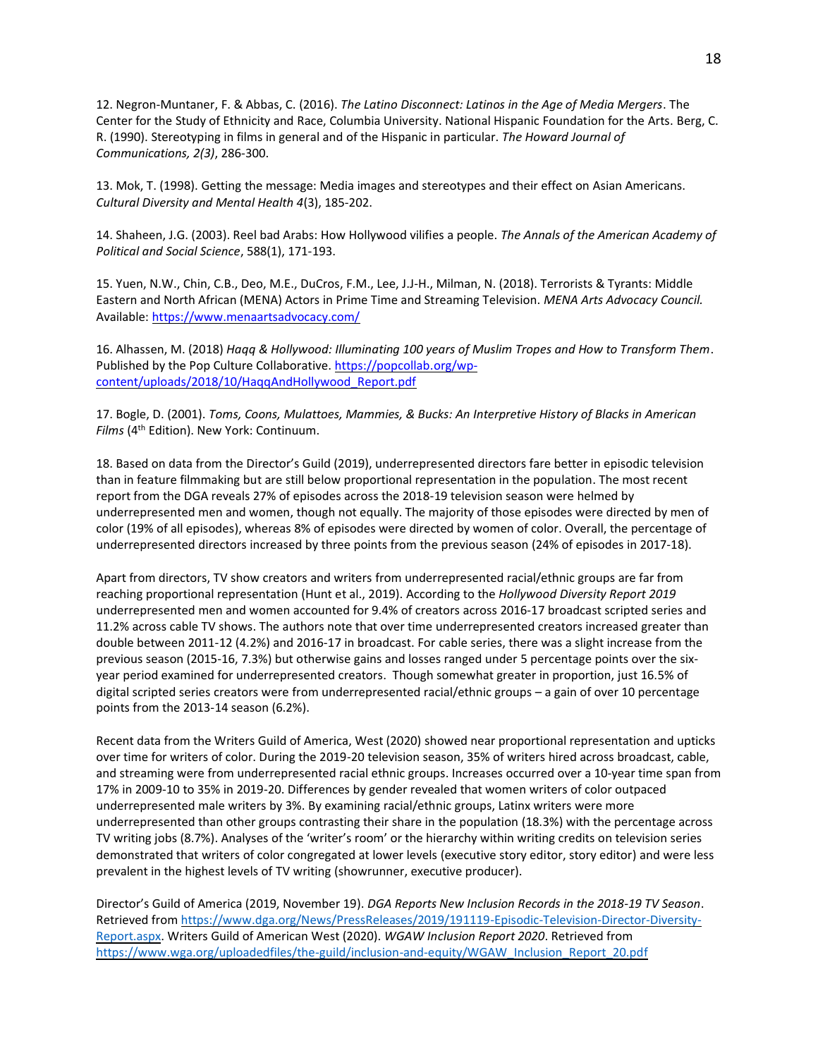12. Negron-Muntaner, F. & Abbas, C. (2016). *The Latino Disconnect: Latinos in the Age of Media Mergers*. The Center for the Study of Ethnicity and Race, Columbia University. National Hispanic Foundation for the Arts. Berg, C. R. (1990). Stereotyping in films in general and of the Hispanic in particular. *The Howard Journal of Communications, 2(3)*, 286-300.

13. Mok, T. (1998). Getting the message: Media images and stereotypes and their effect on Asian Americans. *Cultural Diversity and Mental Health 4*(3), 185-202.

14. Shaheen, J.G. (2003). Reel bad Arabs: How Hollywood vilifies a people. *The Annals of the American Academy of Political and Social Science*, 588(1), 171-193.

15. Yuen, N.W., Chin, C.B., Deo, M.E., DuCros, F.M., Lee, J.J-H., Milman, N. (2018). Terrorists & Tyrants: Middle Eastern and North African (MENA) Actors in Prime Time and Streaming Television. *MENA Arts Advocacy Council.* Available: https://www.menaartsadvocacy.com/

16. Alhassen, M. (2018) *Haqq & Hollywood: Illuminating 100 years of Muslim Tropes and How to Transform Them*. Published by the Pop Culture Collaborative. https://popcollab.org/wp-content/uploads/2018/10/HaqqAndHollywood_Report.pdf

17. Bogle, D. (2001). *Toms, Coons, Mulattoes, Mammies, & Bucks: An Interpretive History of Blacks in American Films* (4th Edition). New York: Continuum.

18. Based on data from the Director's Guild (2019), underrepresented directors fare better in episodic television than in feature filmmaking but are still below proportional representation in the population. The most recent report from the DGA reveals 27% of episodes across the 2018-19 television season were helmed by underrepresented men and women, though not equally. The majority of those episodes were directed by men of color (19% of all episodes), whereas 8% of episodes were directed by women of color. Overall, the percentage of underrepresented directors increased by three points from the previous season (24% of episodes in 2017-18).

Apart from directors, TV show creators and writers from underrepresented racial/ethnic groups are far from reaching proportional representation (Hunt et al., 2019). According to the *Hollywood Diversity Report 2019* underrepresented men and women accounted for 9.4% of creators across 2016-17 broadcast scripted series and 11.2% across cable TV shows. The authors note that over time underrepresented creators increased greater than double between 2011-12 (4.2%) and 2016-17 in broadcast. For cable series, there was a slight increase from the previous season (2015-16, 7.3%) but otherwise gains and losses ranged under 5 percentage points over the six-year period examined for underrepresented creators. Though somewhat greater in proportion, just 16.5% of digital scripted series creators were from underrepresented racial/ethnic groups – a gain of over 10 percentage points from the 2013-14 season (6.2%).

Recent data from the Writers Guild of America, West (2020) showed near proportional representation and upticks over time for writers of color. During the 2019-20 television season, 35% of writers hired across broadcast, cable, and streaming were from underrepresented racial ethnic groups. Increases occurred over a 10-year time span from 17% in 2009-10 to 35% in 2019-20. Differences by gender revealed that women writers of color outpaced underrepresented male writers by 3%. By examining racial/ethnic groups, Latinx writers were more underrepresented than other groups contrasting their share in the population (18.3%) with the percentage across TV writing jobs (8.7%). Analyses of the 'writer's room' or the hierarchy within writing credits on television series demonstrated that writers of color congregated at lower levels (executive story editor, story editor) and were less prevalent in the highest levels of TV writing (showrunner, executive producer).

Director's Guild of America (2019, November 19). *DGA Reports New Inclusion Records in the 2018-19 TV Season*. Retrieved from https://www.dga.org/News/PressReleases/2019/191119-Episodic-Television-Director-Diversity-Report.aspx. Writers Guild of American West (2020). *WGAW Inclusion Report 2020*. Retrieved from https://www.wga.org/uploadedfiles/the-guild/inclusion-and-equity/WGAW_Inclusion_Report_20.pdf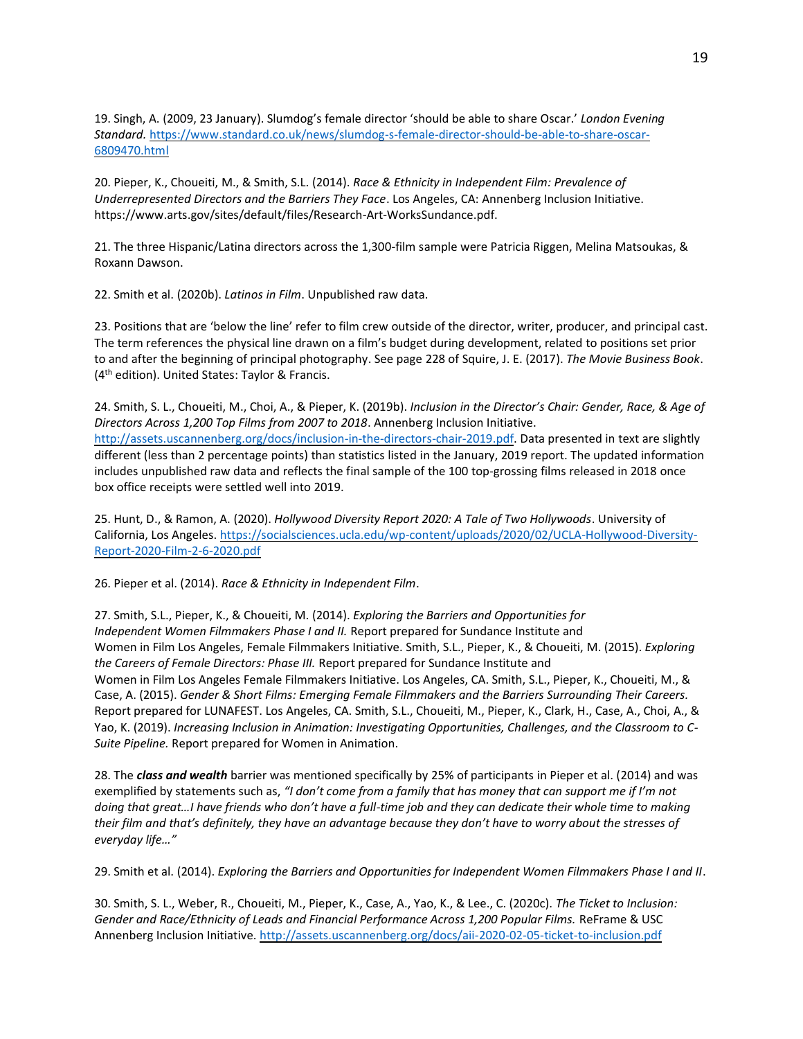19. Singh, A. (2009, 23 January). Slumdog's female director 'should be able to share Oscar.' *London Evening Standard.* https://www.standard.co.uk/news/slumdog-s-female-director-should-be-able-to-share-oscar-6809470.html

20. Pieper, K., Choueiti, M., & Smith, S.L. (2014). *Race & Ethnicity in Independent Film: Prevalence of Underrepresented Directors and the Barriers They Face*. Los Angeles, CA: Annenberg Inclusion Initiative. https://www.arts.gov/sites/default/files/Research-Art-WorksSundance.pdf.

21. The three Hispanic/Latina directors across the 1,300-film sample were Patricia Riggen, Melina Matsoukas, & Roxann Dawson.

22. Smith et al. (2020b). *Latinos in Film*. Unpublished raw data.

23. Positions that are 'below the line' refer to film crew outside of the director, writer, producer, and principal cast. The term references the physical line drawn on a film's budget during development, related to positions set prior to and after the beginning of principal photography. See page 228 of Squire, J. E. (2017). *The Movie Business Book*. (4th edition). United States: Taylor & Francis.

24. Smith, S. L., Choueiti, M., Choi, A., & Pieper, K. (2019b). *Inclusion in the Director's Chair: Gender, Race, & Age of Directors Across 1,200 Top Films from 2007 to 2018*. Annenberg Inclusion Initiative. http://assets.uscannenberg.org/docs/inclusion-in-the-directors-chair-2019.pdf. Data presented in text are slightly different (less than 2 percentage points) than statistics listed in the January, 2019 report. The updated information includes unpublished raw data and reflects the final sample of the 100 top-grossing films released in 2018 once box office receipts were settled well into 2019.

25. Hunt, D., & Ramon, A. (2020). *Hollywood Diversity Report 2020: A Tale of Two Hollywoods*. University of California, Los Angeles. https://socialsciences.ucla.edu/wp-content/uploads/2020/02/UCLA-Hollywood-Diversity-Report-2020-Film-2-6-2020.pdf

26. Pieper et al. (2014). *Race & Ethnicity in Independent Film*.

27. Smith, S.L., Pieper, K., & Choueiti, M. (2014). *Exploring the Barriers and Opportunities for Independent Women Filmmakers Phase I and II.* Report prepared for Sundance Institute and Women in Film Los Angeles, Female Filmmakers Initiative. Smith, S.L., Pieper, K., & Choueiti, M. (2015). *Exploring the Careers of Female Directors: Phase III.* Report prepared for Sundance Institute and Women in Film Los Angeles Female Filmmakers Initiative. Los Angeles, CA. Smith, S.L., Pieper, K., Choueiti, M., & Case, A. (2015). *Gender & Short Films: Emerging Female Filmmakers and the Barriers Surrounding Their Careers.* Report prepared for LUNAFEST. Los Angeles, CA. Smith, S.L., Choueiti, M., Pieper, K., Clark, H., Case, A., Choi, A., & Yao, K. (2019). *Increasing Inclusion in Animation: Investigating Opportunities, Challenges, and the Classroom to C-Suite Pipeline.* Report prepared for Women in Animation.

28. The ***class and wealth*** barrier was mentioned specifically by 25% of participants in Pieper et al. (2014) and was exemplified by statements such as, *"I don't come from a family that has money that can support me if I'm not doing that great…I have friends who don't have a full-time job and they can dedicate their whole time to making their film and that's definitely, they have an advantage because they don't have to worry about the stresses of everyday life…"*

29. Smith et al. (2014). *Exploring the Barriers and Opportunities for Independent Women Filmmakers Phase I and II*.

30. Smith, S. L., Weber, R., Choueiti, M., Pieper, K., Case, A., Yao, K., & Lee., C. (2020c). *The Ticket to Inclusion: Gender and Race/Ethnicity of Leads and Financial Performance Across 1,200 Popular Films.* ReFrame & USC Annenberg Inclusion Initiative. http://assets.uscannenberg.org/docs/aii-2020-02-05-ticket-to-inclusion.pdf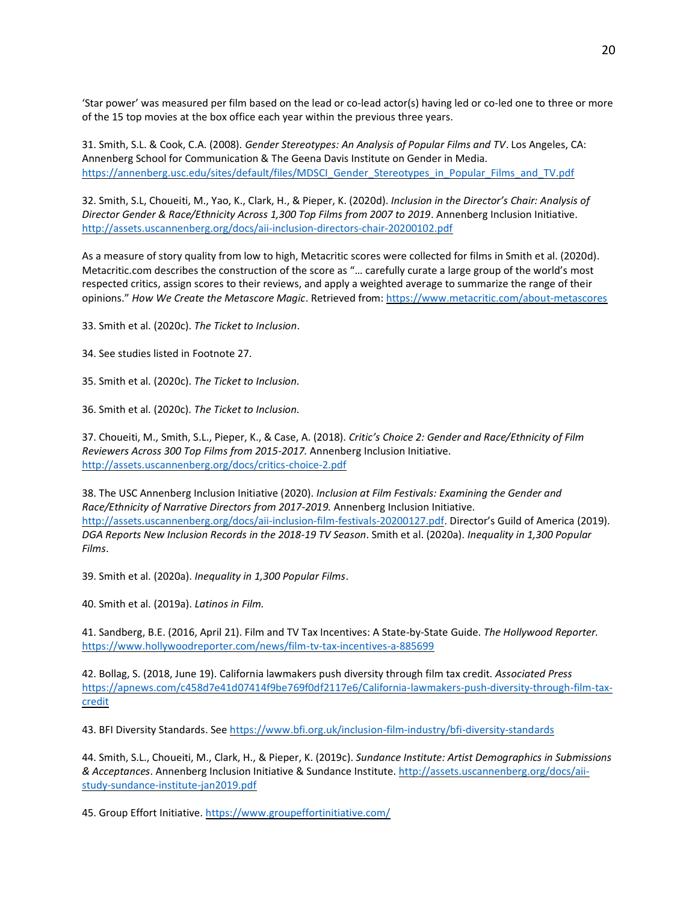'Star power' was measured per film based on the lead or co-lead actor(s) having led or co-led one to three or more of the 15 top movies at the box office each year within the previous three years.

31. Smith, S.L. & Cook, C.A. (2008). *Gender Stereotypes: An Analysis of Popular Films and TV*. Los Angeles, CA: Annenberg School for Communication & The Geena Davis Institute on Gender in Media. https://annenberg.usc.edu/sites/default/files/MDSCI_Gender_Stereotypes_in_Popular_Films_and_TV.pdf

32. Smith, S.L, Choueiti, M., Yao, K., Clark, H., & Pieper, K. (2020d). *Inclusion in the Director's Chair: Analysis of Director Gender & Race/Ethnicity Across 1,300 Top Films from 2007 to 2019*. Annenberg Inclusion Initiative. http://assets.uscannenberg.org/docs/aii-inclusion-directors-chair-20200102.pdf

As a measure of story quality from low to high, Metacritic scores were collected for films in Smith et al. (2020d). Metacritic.com describes the construction of the score as "… carefully curate a large group of the world's most respected critics, assign scores to their reviews, and apply a weighted average to summarize the range of their opinions." *How We Create the Metascore Magic*. Retrieved from: https://www.metacritic.com/about-metascores

33. Smith et al. (2020c). *The Ticket to Inclusion*.

34. See studies listed in Footnote 27.

35. Smith et al. (2020c). *The Ticket to Inclusion.*

36. Smith et al. (2020c). *The Ticket to Inclusion.*

37. Choueiti, M., Smith, S.L., Pieper, K., & Case, A. (2018). *Critic's Choice 2: Gender and Race/Ethnicity of Film Reviewers Across 300 Top Films from 2015-2017.* Annenberg Inclusion Initiative. http://assets.uscannenberg.org/docs/critics-choice-2.pdf

38. The USC Annenberg Inclusion Initiative (2020). *Inclusion at Film Festivals: Examining the Gender and Race/Ethnicity of Narrative Directors from 2017-2019.* Annenberg Inclusion Initiative. http://assets.uscannenberg.org/docs/aii-inclusion-film-festivals-20200127.pdf. Director's Guild of America (2019). *DGA Reports New Inclusion Records in the 2018-19 TV Season*. Smith et al. (2020a). *Inequality in 1,300 Popular Films*.

39. Smith et al. (2020a). *Inequality in 1,300 Popular Films*.

40. Smith et al. (2019a). *Latinos in Film.*

41. Sandberg, B.E. (2016, April 21). Film and TV Tax Incentives: A State-by-State Guide. *The Hollywood Reporter.* https://www.hollywoodreporter.com/news/film-tv-tax-incentives-a-885699

42. Bollag, S. (2018, June 19). California lawmakers push diversity through film tax credit. *Associated Press* https://apnews.com/c458d7e41d07414f9be769f0df2117e6/California-lawmakers-push-diversity-through-film-tax-credit

43. BFI Diversity Standards. See https://www.bfi.org.uk/inclusion-film-industry/bfi-diversity-standards

44. Smith, S.L., Choueiti, M., Clark, H., & Pieper, K. (2019c). *Sundance Institute: Artist Demographics in Submissions & Acceptances*. Annenberg Inclusion Initiative & Sundance Institute. http://assets.uscannenberg.org/docs/aii-study-sundance-institute-jan2019.pdf

45. Group Effort Initiative. https://www.groupeffortinitiative.com/